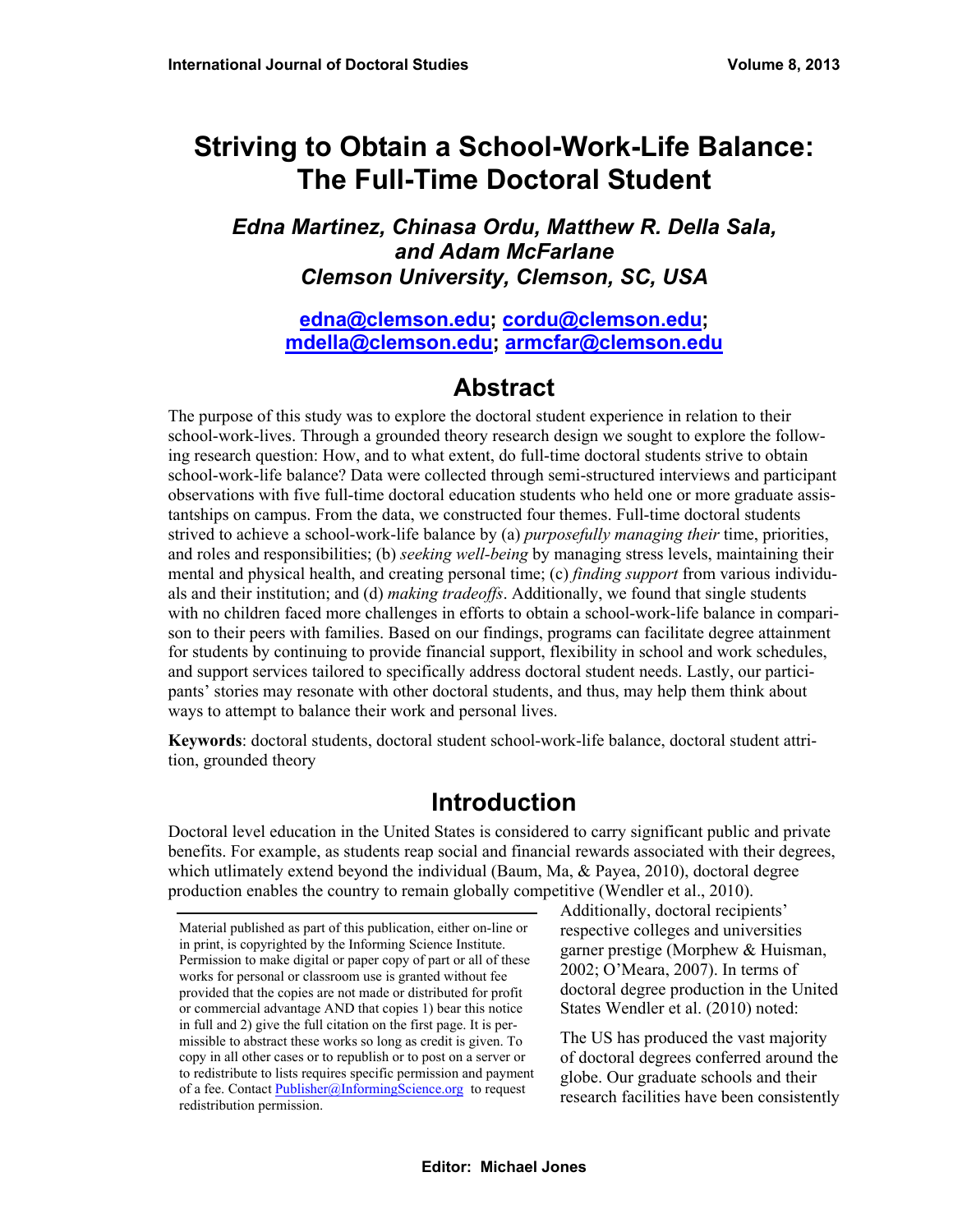# Striving to Obtain a School-Work-Life Balance: The Full-Time Doctoral Student

***Edna Martinez, Chinasa Ordu, Matthew R. Della Sala, and Adam McFarlane***
***Clemson University, Clemson, SC, USA***

**edna@clemson.edu; cordu@clemson.edu; mdella@clemson.edu; armcfar@clemson.edu**

## Abstract

The purpose of this study was to explore the doctoral student experience in relation to their school-work-lives. Through a grounded theory research design we sought to explore the following research question: How, and to what extent, do full-time doctoral students strive to obtain school-work-life balance? Data were collected through semi-structured interviews and participant observations with five full-time doctoral education students who held one or more graduate assistantships on campus. From the data, we constructed four themes. Full-time doctoral students strived to achieve a school-work-life balance by (a) *purposefully managing their* time, priorities, and roles and responsibilities; (b) *seeking well-being* by managing stress levels, maintaining their mental and physical health, and creating personal time; (c) *finding support* from various individuals and their institution; and (d) *making tradeoffs*. Additionally, we found that single students with no children faced more challenges in efforts to obtain a school-work-life balance in comparison to their peers with families. Based on our findings, programs can facilitate degree attainment for students by continuing to provide financial support, flexibility in school and work schedules, and support services tailored to specifically address doctoral student needs. Lastly, our participants' stories may resonate with other doctoral students, and thus, may help them think about ways to attempt to balance their work and personal lives.

**Keywords**: doctoral students, doctoral student school-work-life balance, doctoral student attrition, grounded theory

## Introduction

Doctoral level education in the United States is considered to carry significant public and private benefits. For example, as students reap social and financial rewards associated with their degrees, which utlimately extend beyond the individual (Baum, Ma, & Payea, 2010), doctoral degree production enables the country to remain globally competitive (Wendler et al., 2010). Additionally, doctoral recipients' respective colleges and universities garner prestige (Morphew & Huisman, 2002; O'Meara, 2007). In terms of doctoral degree production in the United States Wendler et al. (2010) noted:

The US has produced the vast majority of doctoral degrees conferred around the globe. Our graduate schools and their research facilities have been consistently

Material published as part of this publication, either on-line or in print, is copyrighted by the Informing Science Institute. Permission to make digital or paper copy of part or all of these works for personal or classroom use is granted without fee provided that the copies are not made or distributed for profit or commercial advantage AND that copies 1) bear this notice in full and 2) give the full citation on the first page. It is permissible to abstract these works so long as credit is given. To copy in all other cases or to republish or to post on a server or to redistribute to lists requires specific permission and payment of a fee. Contact Publisher@InformingScience.org to request redistribution permission.

**Editor: Michael Jones**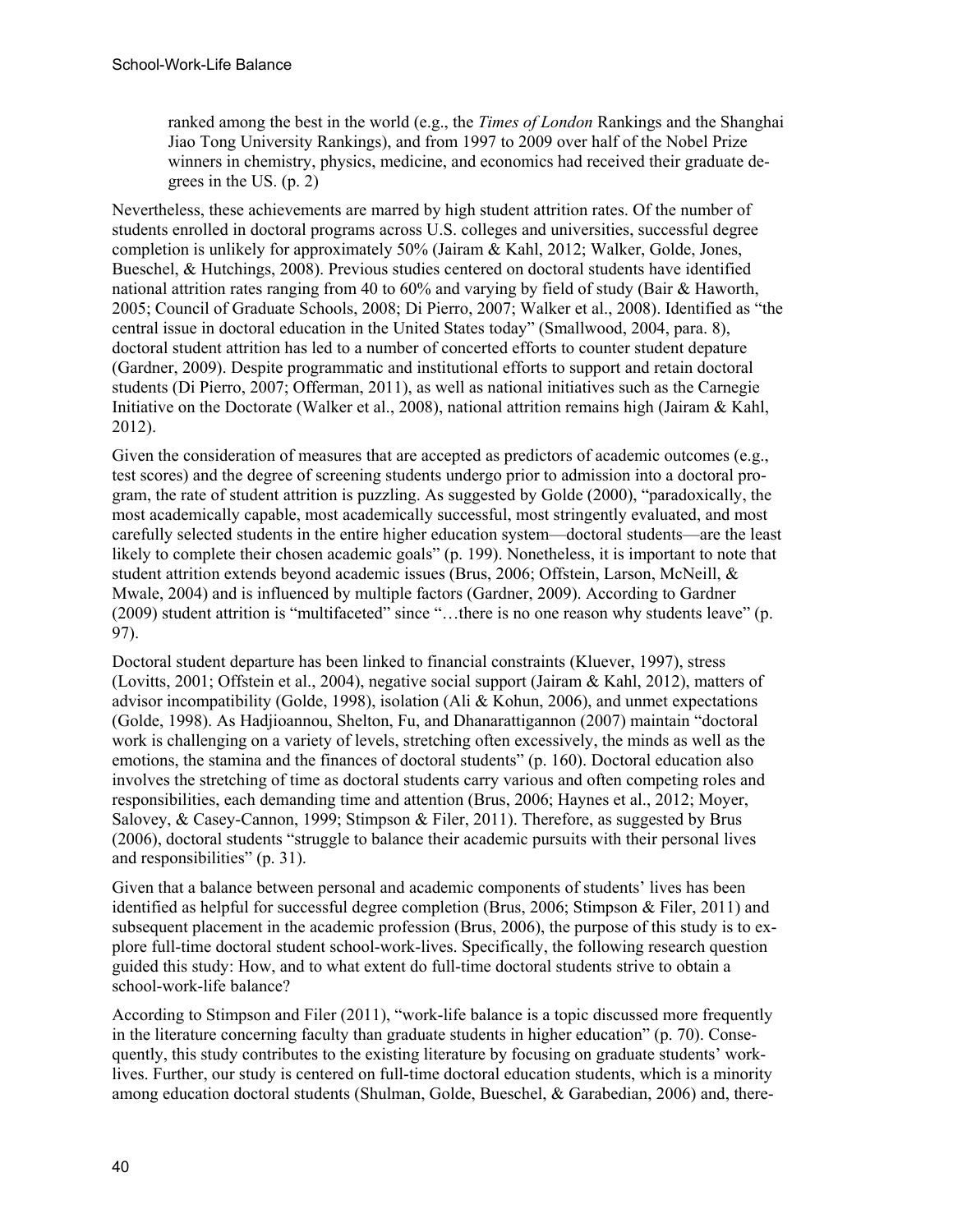> ranked among the best in the world (e.g., the *Times of London* Rankings and the Shanghai Jiao Tong University Rankings), and from 1997 to 2009 over half of the Nobel Prize winners in chemistry, physics, medicine, and economics had received their graduate degrees in the US. (p. 2)

Nevertheless, these achievements are marred by high student attrition rates. Of the number of students enrolled in doctoral programs across U.S. colleges and universities, successful degree completion is unlikely for approximately 50% (Jairam & Kahl, 2012; Walker, Golde, Jones, Bueschel, & Hutchings, 2008). Previous studies centered on doctoral students have identified national attrition rates ranging from 40 to 60% and varying by field of study (Bair & Haworth, 2005; Council of Graduate Schools, 2008; Di Pierro, 2007; Walker et al., 2008). Identified as "the central issue in doctoral education in the United States today" (Smallwood, 2004, para. 8), doctoral student attrition has led to a number of concerted efforts to counter student depature (Gardner, 2009). Despite programmatic and institutional efforts to support and retain doctoral students (Di Pierro, 2007; Offerman, 2011), as well as national initiatives such as the Carnegie Initiative on the Doctorate (Walker et al., 2008), national attrition remains high (Jairam & Kahl, 2012).

Given the consideration of measures that are accepted as predictors of academic outcomes (e.g., test scores) and the degree of screening students undergo prior to admission into a doctoral program, the rate of student attrition is puzzling. As suggested by Golde (2000), "paradoxically, the most academically capable, most academically successful, most stringently evaluated, and most carefully selected students in the entire higher education system—doctoral students—are the least likely to complete their chosen academic goals" (p. 199). Nonetheless, it is important to note that student attrition extends beyond academic issues (Brus, 2006; Offstein, Larson, McNeill, & Mwale, 2004) and is influenced by multiple factors (Gardner, 2009). According to Gardner (2009) student attrition is "multifaceted" since "…there is no one reason why students leave" (p. 97).

Doctoral student departure has been linked to financial constraints (Kluever, 1997), stress (Lovitts, 2001; Offstein et al., 2004), negative social support (Jairam & Kahl, 2012), matters of advisor incompatibility (Golde, 1998), isolation (Ali & Kohun, 2006), and unmet expectations (Golde, 1998). As Hadjioannou, Shelton, Fu, and Dhanarattigannon (2007) maintain "doctoral work is challenging on a variety of levels, stretching often excessively, the minds as well as the emotions, the stamina and the finances of doctoral students" (p. 160). Doctoral education also involves the stretching of time as doctoral students carry various and often competing roles and responsibilities, each demanding time and attention (Brus, 2006; Haynes et al., 2012; Moyer, Salovey, & Casey-Cannon, 1999; Stimpson & Filer, 2011). Therefore, as suggested by Brus (2006), doctoral students "struggle to balance their academic pursuits with their personal lives and responsibilities" (p. 31).

Given that a balance between personal and academic components of students' lives has been identified as helpful for successful degree completion (Brus, 2006; Stimpson & Filer, 2011) and subsequent placement in the academic profession (Brus, 2006), the purpose of this study is to explore full-time doctoral student school-work-lives. Specifically, the following research question guided this study: How, and to what extent do full-time doctoral students strive to obtain a school-work-life balance?

According to Stimpson and Filer (2011), "work-life balance is a topic discussed more frequently in the literature concerning faculty than graduate students in higher education" (p. 70). Consequently, this study contributes to the existing literature by focusing on graduate students' work-lives. Further, our study is centered on full-time doctoral education students, which is a minority among education doctoral students (Shulman, Golde, Bueschel, & Garabedian, 2006) and, there-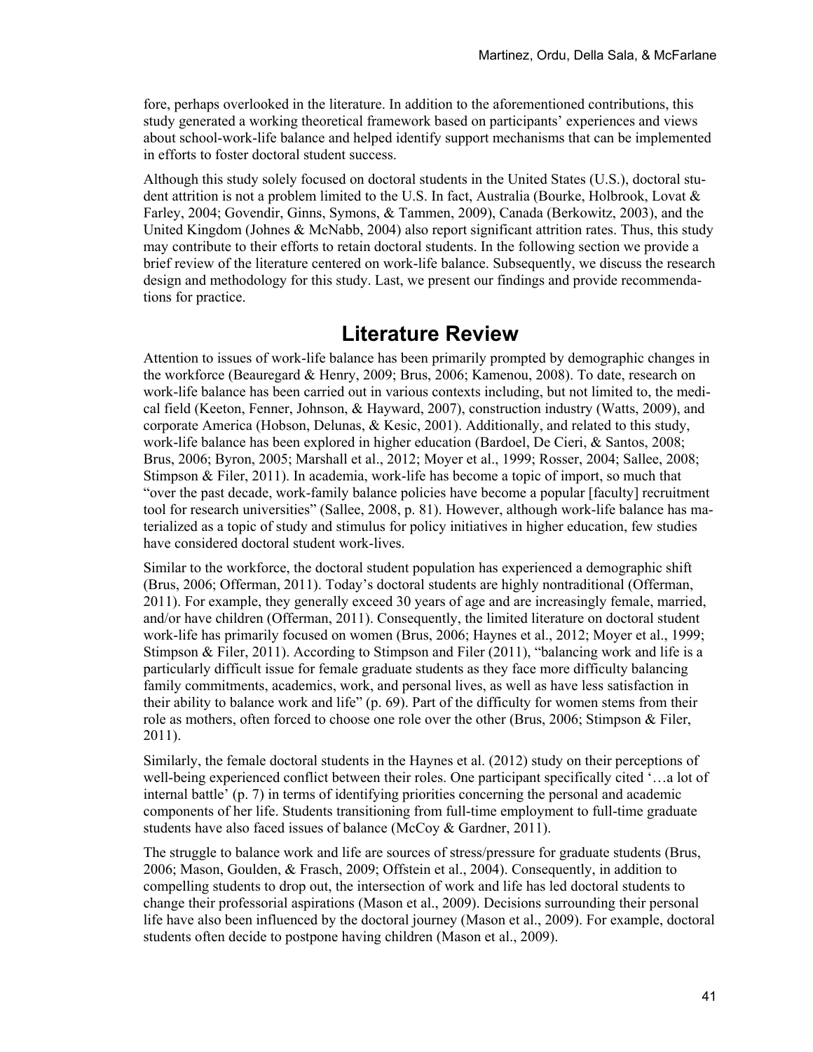fore, perhaps overlooked in the literature. In addition to the aforementioned contributions, this study generated a working theoretical framework based on participants' experiences and views about school-work-life balance and helped identify support mechanisms that can be implemented in efforts to foster doctoral student success.

Although this study solely focused on doctoral students in the United States (U.S.), doctoral student attrition is not a problem limited to the U.S. In fact, Australia (Bourke, Holbrook, Lovat & Farley, 2004; Govendir, Ginns, Symons, & Tammen, 2009), Canada (Berkowitz, 2003), and the United Kingdom (Johnes & McNabb, 2004) also report significant attrition rates. Thus, this study may contribute to their efforts to retain doctoral students. In the following section we provide a brief review of the literature centered on work-life balance. Subsequently, we discuss the research design and methodology for this study. Last, we present our findings and provide recommendations for practice.

# Literature Review

Attention to issues of work-life balance has been primarily prompted by demographic changes in the workforce (Beauregard & Henry, 2009; Brus, 2006; Kamenou, 2008). To date, research on work-life balance has been carried out in various contexts including, but not limited to, the medical field (Keeton, Fenner, Johnson, & Hayward, 2007), construction industry (Watts, 2009), and corporate America (Hobson, Delunas, & Kesic, 2001). Additionally, and related to this study, work-life balance has been explored in higher education (Bardoel, De Cieri, & Santos, 2008; Brus, 2006; Byron, 2005; Marshall et al., 2012; Moyer et al., 1999; Rosser, 2004; Sallee, 2008; Stimpson & Filer, 2011). In academia, work-life has become a topic of import, so much that "over the past decade, work-family balance policies have become a popular [faculty] recruitment tool for research universities" (Sallee, 2008, p. 81). However, although work-life balance has materialized as a topic of study and stimulus for policy initiatives in higher education, few studies have considered doctoral student work-lives.

Similar to the workforce, the doctoral student population has experienced a demographic shift (Brus, 2006; Offerman, 2011). Today's doctoral students are highly nontraditional (Offerman, 2011). For example, they generally exceed 30 years of age and are increasingly female, married, and/or have children (Offerman, 2011). Consequently, the limited literature on doctoral student work-life has primarily focused on women (Brus, 2006; Haynes et al., 2012; Moyer et al., 1999; Stimpson & Filer, 2011). According to Stimpson and Filer (2011), "balancing work and life is a particularly difficult issue for female graduate students as they face more difficulty balancing family commitments, academics, work, and personal lives, as well as have less satisfaction in their ability to balance work and life" (p. 69). Part of the difficulty for women stems from their role as mothers, often forced to choose one role over the other (Brus, 2006; Stimpson & Filer, 2011).

Similarly, the female doctoral students in the Haynes et al. (2012) study on their perceptions of well-being experienced conflict between their roles. One participant specifically cited '…a lot of internal battle' (p. 7) in terms of identifying priorities concerning the personal and academic components of her life. Students transitioning from full-time employment to full-time graduate students have also faced issues of balance (McCoy & Gardner, 2011).

The struggle to balance work and life are sources of stress/pressure for graduate students (Brus, 2006; Mason, Goulden, & Frasch, 2009; Offstein et al., 2004). Consequently, in addition to compelling students to drop out, the intersection of work and life has led doctoral students to change their professorial aspirations (Mason et al., 2009). Decisions surrounding their personal life have also been influenced by the doctoral journey (Mason et al., 2009). For example, doctoral students often decide to postpone having children (Mason et al., 2009).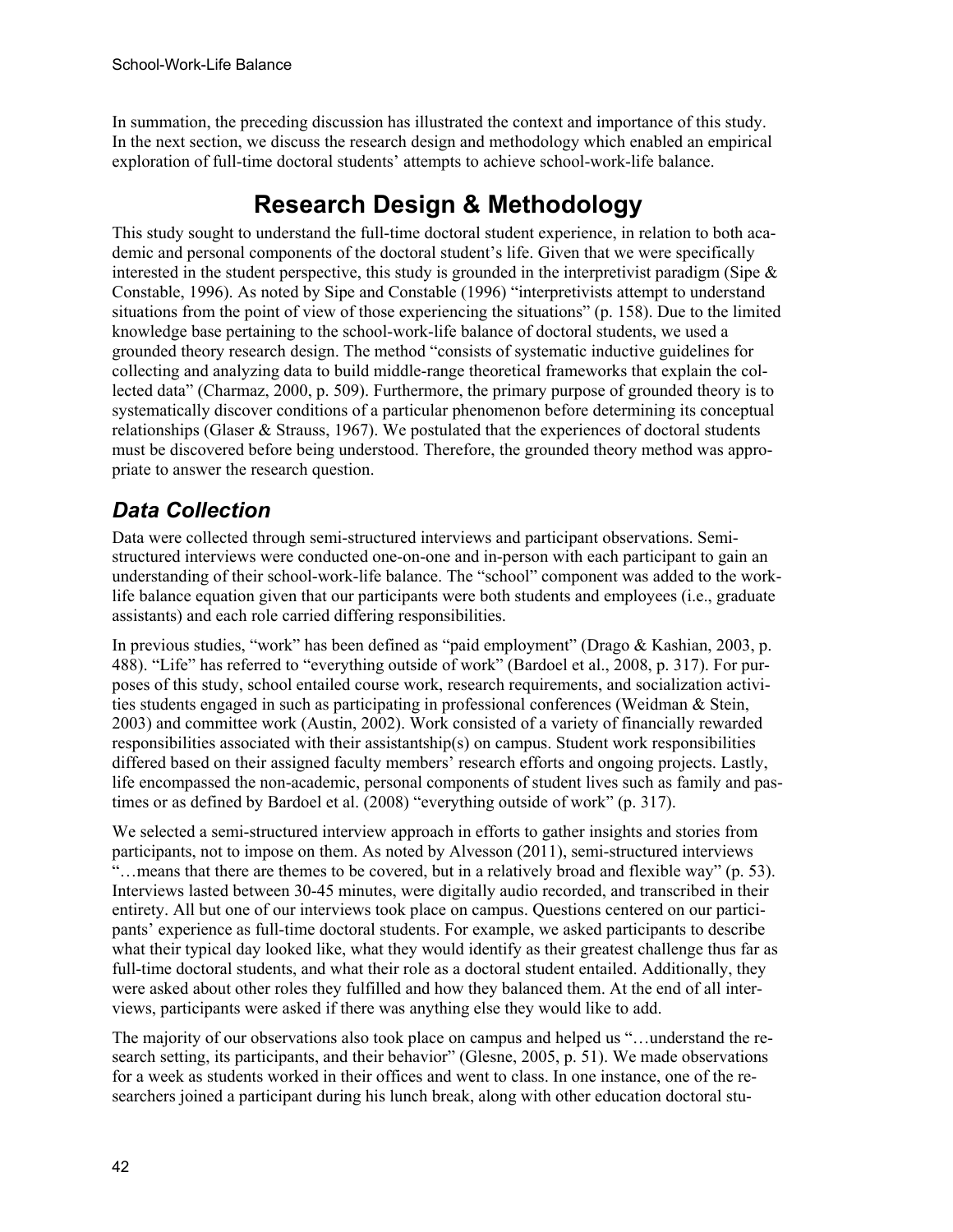In summation, the preceding discussion has illustrated the context and importance of this study. In the next section, we discuss the research design and methodology which enabled an empirical exploration of full-time doctoral students' attempts to achieve school-work-life balance.

# Research Design & Methodology

This study sought to understand the full-time doctoral student experience, in relation to both academic and personal components of the doctoral student's life. Given that we were specifically interested in the student perspective, this study is grounded in the interpretivist paradigm (Sipe & Constable, 1996). As noted by Sipe and Constable (1996) "interpretivists attempt to understand situations from the point of view of those experiencing the situations" (p. 158). Due to the limited knowledge base pertaining to the school-work-life balance of doctoral students, we used a grounded theory research design. The method "consists of systematic inductive guidelines for collecting and analyzing data to build middle-range theoretical frameworks that explain the collected data" (Charmaz, 2000, p. 509). Furthermore, the primary purpose of grounded theory is to systematically discover conditions of a particular phenomenon before determining its conceptual relationships (Glaser & Strauss, 1967). We postulated that the experiences of doctoral students must be discovered before being understood. Therefore, the grounded theory method was appropriate to answer the research question.

## *Data Collection*

Data were collected through semi-structured interviews and participant observations. Semi-structured interviews were conducted one-on-one and in-person with each participant to gain an understanding of their school-work-life balance. The "school" component was added to the work-life balance equation given that our participants were both students and employees (i.e., graduate assistants) and each role carried differing responsibilities.

In previous studies, "work" has been defined as "paid employment" (Drago & Kashian, 2003, p. 488). "Life" has referred to "everything outside of work" (Bardoel et al., 2008, p. 317). For purposes of this study, school entailed course work, research requirements, and socialization activities students engaged in such as participating in professional conferences (Weidman & Stein, 2003) and committee work (Austin, 2002). Work consisted of a variety of financially rewarded responsibilities associated with their assistantship(s) on campus. Student work responsibilities differed based on their assigned faculty members' research efforts and ongoing projects. Lastly, life encompassed the non-academic, personal components of student lives such as family and pastimes or as defined by Bardoel et al. (2008) "everything outside of work" (p. 317).

We selected a semi-structured interview approach in efforts to gather insights and stories from participants, not to impose on them. As noted by Alvesson (2011), semi-structured interviews "…means that there are themes to be covered, but in a relatively broad and flexible way" (p. 53). Interviews lasted between 30-45 minutes, were digitally audio recorded, and transcribed in their entirety. All but one of our interviews took place on campus. Questions centered on our participants' experience as full-time doctoral students. For example, we asked participants to describe what their typical day looked like, what they would identify as their greatest challenge thus far as full-time doctoral students, and what their role as a doctoral student entailed. Additionally, they were asked about other roles they fulfilled and how they balanced them. At the end of all interviews, participants were asked if there was anything else they would like to add.

The majority of our observations also took place on campus and helped us "…understand the research setting, its participants, and their behavior" (Glesne, 2005, p. 51). We made observations for a week as students worked in their offices and went to class. In one instance, one of the researchers joined a participant during his lunch break, along with other education doctoral stu-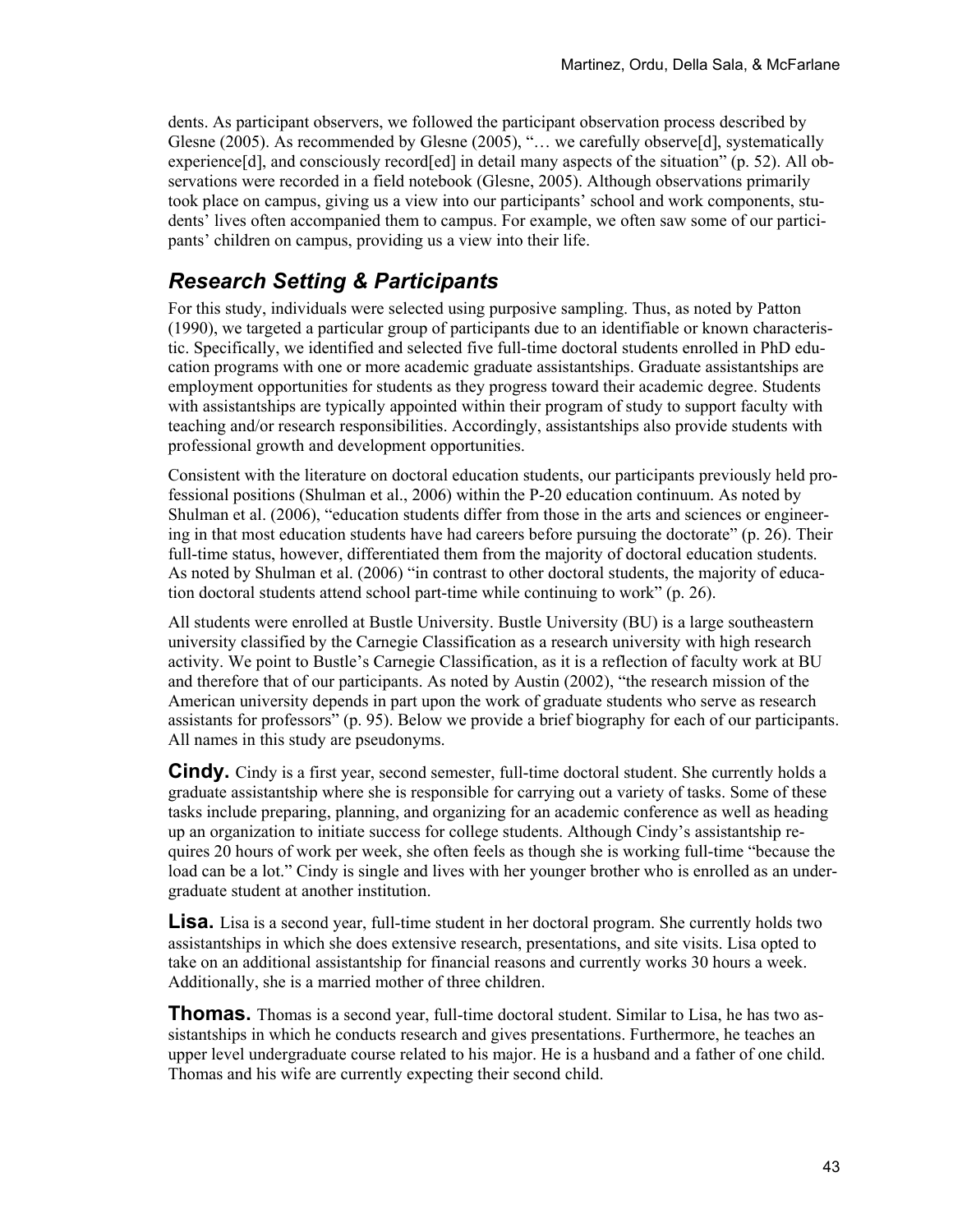dents. As participant observers, we followed the participant observation process described by Glesne (2005). As recommended by Glesne (2005), "… we carefully observe[d], systematically experience[d], and consciously record[ed] in detail many aspects of the situation" (p. 52). All observations were recorded in a field notebook (Glesne, 2005). Although observations primarily took place on campus, giving us a view into our participants' school and work components, students' lives often accompanied them to campus. For example, we often saw some of our participants' children on campus, providing us a view into their life.

## *Research Setting & Participants*

For this study, individuals were selected using purposive sampling. Thus, as noted by Patton (1990), we targeted a particular group of participants due to an identifiable or known characteristic. Specifically, we identified and selected five full-time doctoral students enrolled in PhD education programs with one or more academic graduate assistantships. Graduate assistantships are employment opportunities for students as they progress toward their academic degree. Students with assistantships are typically appointed within their program of study to support faculty with teaching and/or research responsibilities. Accordingly, assistantships also provide students with professional growth and development opportunities.

Consistent with the literature on doctoral education students, our participants previously held professional positions (Shulman et al., 2006) within the P-20 education continuum. As noted by Shulman et al. (2006), "education students differ from those in the arts and sciences or engineering in that most education students have had careers before pursuing the doctorate" (p. 26). Their full-time status, however, differentiated them from the majority of doctoral education students. As noted by Shulman et al. (2006) "in contrast to other doctoral students, the majority of education doctoral students attend school part-time while continuing to work" (p. 26).

All students were enrolled at Bustle University. Bustle University (BU) is a large southeastern university classified by the Carnegie Classification as a research university with high research activity. We point to Bustle's Carnegie Classification, as it is a reflection of faculty work at BU and therefore that of our participants. As noted by Austin (2002), "the research mission of the American university depends in part upon the work of graduate students who serve as research assistants for professors" (p. 95). Below we provide a brief biography for each of our participants. All names in this study are pseudonyms.

**Cindy.** Cindy is a first year, second semester, full-time doctoral student. She currently holds a graduate assistantship where she is responsible for carrying out a variety of tasks. Some of these tasks include preparing, planning, and organizing for an academic conference as well as heading up an organization to initiate success for college students. Although Cindy's assistantship requires 20 hours of work per week, she often feels as though she is working full-time "because the load can be a lot." Cindy is single and lives with her younger brother who is enrolled as an undergraduate student at another institution.

**Lisa.** Lisa is a second year, full-time student in her doctoral program. She currently holds two assistantships in which she does extensive research, presentations, and site visits. Lisa opted to take on an additional assistantship for financial reasons and currently works 30 hours a week. Additionally, she is a married mother of three children.

**Thomas.** Thomas is a second year, full-time doctoral student. Similar to Lisa, he has two assistantships in which he conducts research and gives presentations. Furthermore, he teaches an upper level undergraduate course related to his major. He is a husband and a father of one child. Thomas and his wife are currently expecting their second child.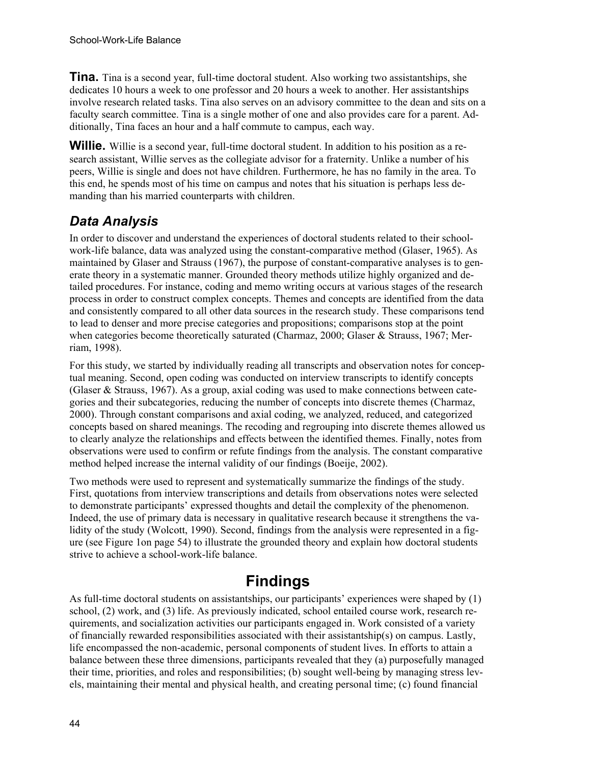**Tina.** Tina is a second year, full-time doctoral student. Also working two assistantships, she dedicates 10 hours a week to one professor and 20 hours a week to another. Her assistantships involve research related tasks. Tina also serves on an advisory committee to the dean and sits on a faculty search committee. Tina is a single mother of one and also provides care for a parent. Additionally, Tina faces an hour and a half commute to campus, each way.

**Willie.** Willie is a second year, full-time doctoral student. In addition to his position as a research assistant, Willie serves as the collegiate advisor for a fraternity. Unlike a number of his peers, Willie is single and does not have children. Furthermore, he has no family in the area. To this end, he spends most of his time on campus and notes that his situation is perhaps less demanding than his married counterparts with children.

## *Data Analysis*

In order to discover and understand the experiences of doctoral students related to their school-work-life balance, data was analyzed using the constant-comparative method (Glaser, 1965). As maintained by Glaser and Strauss (1967), the purpose of constant-comparative analyses is to generate theory in a systematic manner. Grounded theory methods utilize highly organized and detailed procedures. For instance, coding and memo writing occurs at various stages of the research process in order to construct complex concepts. Themes and concepts are identified from the data and consistently compared to all other data sources in the research study. These comparisons tend to lead to denser and more precise categories and propositions; comparisons stop at the point when categories become theoretically saturated (Charmaz, 2000; Glaser & Strauss, 1967; Merriam, 1998).

For this study, we started by individually reading all transcripts and observation notes for conceptual meaning. Second, open coding was conducted on interview transcripts to identify concepts (Glaser & Strauss, 1967). As a group, axial coding was used to make connections between categories and their subcategories, reducing the number of concepts into discrete themes (Charmaz, 2000). Through constant comparisons and axial coding, we analyzed, reduced, and categorized concepts based on shared meanings. The recoding and regrouping into discrete themes allowed us to clearly analyze the relationships and effects between the identified themes. Finally, notes from observations were used to confirm or refute findings from the analysis. The constant comparative method helped increase the internal validity of our findings (Boeije, 2002).

Two methods were used to represent and systematically summarize the findings of the study. First, quotations from interview transcriptions and details from observations notes were selected to demonstrate participants' expressed thoughts and detail the complexity of the phenomenon. Indeed, the use of primary data is necessary in qualitative research because it strengthens the validity of the study (Wolcott, 1990). Second, findings from the analysis were represented in a figure (see Figure 1on page 54) to illustrate the grounded theory and explain how doctoral students strive to achieve a school-work-life balance.

# Findings

As full-time doctoral students on assistantships, our participants' experiences were shaped by (1) school, (2) work, and (3) life. As previously indicated, school entailed course work, research requirements, and socialization activities our participants engaged in. Work consisted of a variety of financially rewarded responsibilities associated with their assistantship(s) on campus. Lastly, life encompassed the non-academic, personal components of student lives. In efforts to attain a balance between these three dimensions, participants revealed that they (a) purposefully managed their time, priorities, and roles and responsibilities; (b) sought well-being by managing stress levels, maintaining their mental and physical health, and creating personal time; (c) found financial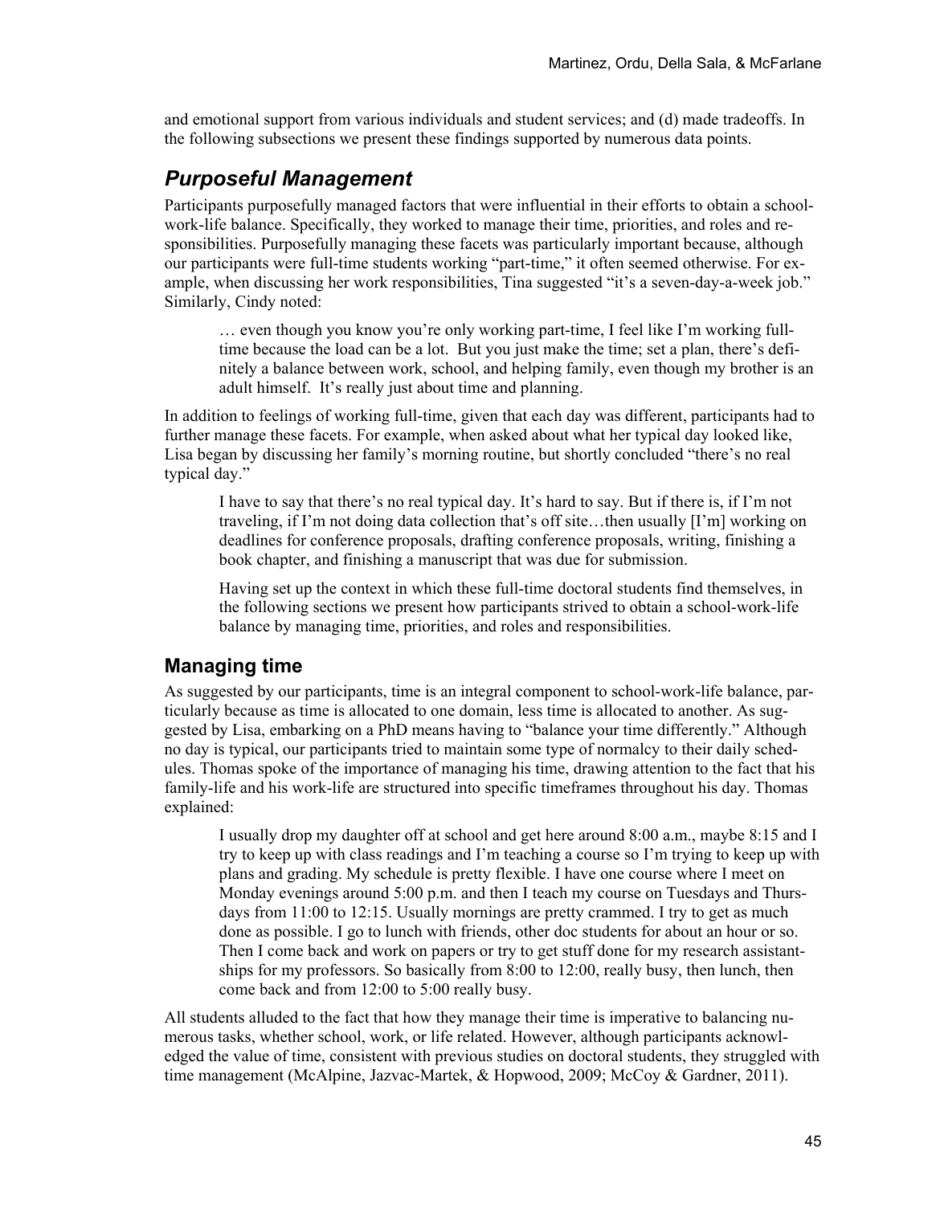and emotional support from various individuals and student services; and (d) made tradeoffs. In the following subsections we present these findings supported by numerous data points.

## *Purposeful Management*

Participants purposefully managed factors that were influential in their efforts to obtain a school-work-life balance. Specifically, they worked to manage their time, priorities, and roles and responsibilities. Purposefully managing these facets was particularly important because, although our participants were full-time students working "part-time," it often seemed otherwise. For example, when discussing her work responsibilities, Tina suggested "it's a seven-day-a-week job." Similarly, Cindy noted:

> … even though you know you're only working part-time, I feel like I'm working full-time because the load can be a lot. But you just make the time; set a plan, there's definitely a balance between work, school, and helping family, even though my brother is an adult himself. It's really just about time and planning.

In addition to feelings of working full-time, given that each day was different, participants had to further manage these facets. For example, when asked about what her typical day looked like, Lisa began by discussing her family's morning routine, but shortly concluded "there's no real typical day."

> I have to say that there's no real typical day. It's hard to say. But if there is, if I'm not traveling, if I'm not doing data collection that's off site…then usually [I'm] working on deadlines for conference proposals, drafting conference proposals, writing, finishing a book chapter, and finishing a manuscript that was due for submission.
>
> Having set up the context in which these full-time doctoral students find themselves, in the following sections we present how participants strived to obtain a school-work-life balance by managing time, priorities, and roles and responsibilities.

### Managing time

As suggested by our participants, time is an integral component to school-work-life balance, particularly because as time is allocated to one domain, less time is allocated to another. As suggested by Lisa, embarking on a PhD means having to "balance your time differently." Although no day is typical, our participants tried to maintain some type of normalcy to their daily schedules. Thomas spoke of the importance of managing his time, drawing attention to the fact that his family-life and his work-life are structured into specific timeframes throughout his day. Thomas explained:

> I usually drop my daughter off at school and get here around 8:00 a.m., maybe 8:15 and I try to keep up with class readings and I'm teaching a course so I'm trying to keep up with plans and grading. My schedule is pretty flexible. I have one course where I meet on Monday evenings around 5:00 p.m. and then I teach my course on Tuesdays and Thursdays from 11:00 to 12:15. Usually mornings are pretty crammed. I try to get as much done as possible. I go to lunch with friends, other doc students for about an hour or so. Then I come back and work on papers or try to get stuff done for my research assistantships for my professors. So basically from 8:00 to 12:00, really busy, then lunch, then come back and from 12:00 to 5:00 really busy.

All students alluded to the fact that how they manage their time is imperative to balancing numerous tasks, whether school, work, or life related. However, although participants acknowledged the value of time, consistent with previous studies on doctoral students, they struggled with time management (McAlpine, Jazvac-Martek, & Hopwood, 2009; McCoy & Gardner, 2011).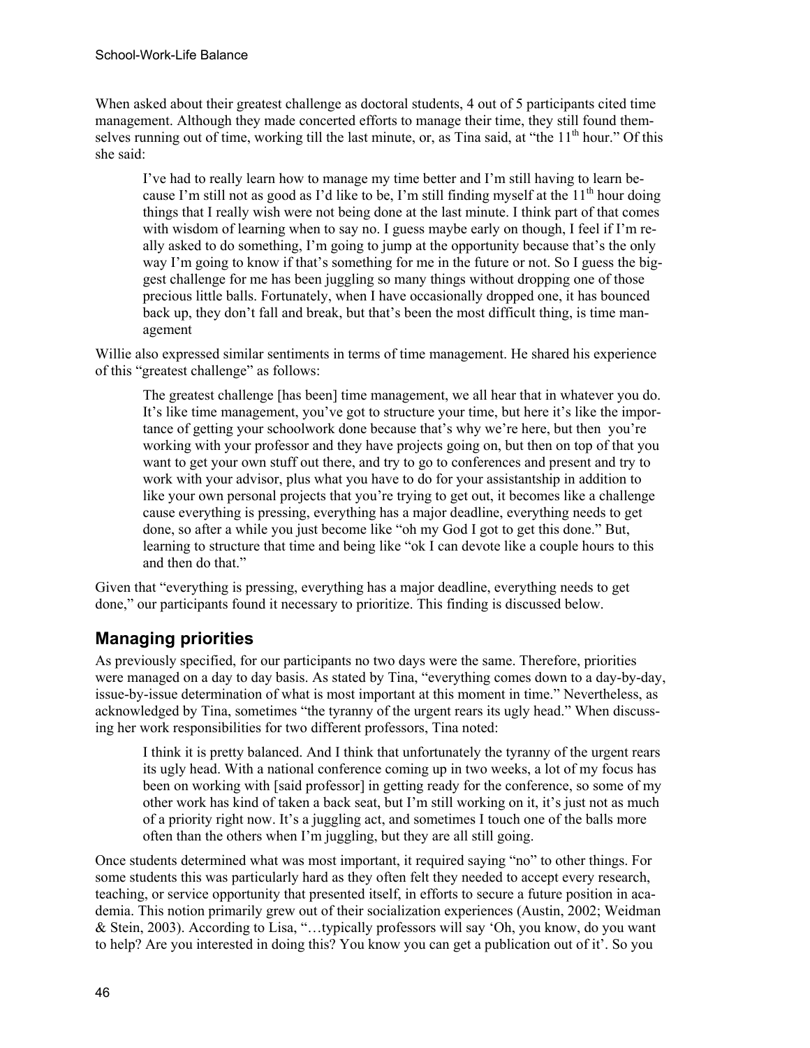When asked about their greatest challenge as doctoral students, 4 out of 5 participants cited time management. Although they made concerted efforts to manage their time, they still found themselves running out of time, working till the last minute, or, as Tina said, at "the 11th hour." Of this she said:

> I've had to really learn how to manage my time better and I'm still having to learn because I'm still not as good as I'd like to be, I'm still finding myself at the 11th hour doing things that I really wish were not being done at the last minute. I think part of that comes with wisdom of learning when to say no. I guess maybe early on though, I feel if I'm really asked to do something, I'm going to jump at the opportunity because that's the only way I'm going to know if that's something for me in the future or not. So I guess the biggest challenge for me has been juggling so many things without dropping one of those precious little balls. Fortunately, when I have occasionally dropped one, it has bounced back up, they don't fall and break, but that's been the most difficult thing, is time management

Willie also expressed similar sentiments in terms of time management. He shared his experience of this "greatest challenge" as follows:

> The greatest challenge [has been] time management, we all hear that in whatever you do. It's like time management, you've got to structure your time, but here it's like the importance of getting your schoolwork done because that's why we're here, but then you're working with your professor and they have projects going on, but then on top of that you want to get your own stuff out there, and try to go to conferences and present and try to work with your advisor, plus what you have to do for your assistantship in addition to like your own personal projects that you're trying to get out, it becomes like a challenge cause everything is pressing, everything has a major deadline, everything needs to get done, so after a while you just become like "oh my God I got to get this done." But, learning to structure that time and being like "ok I can devote like a couple hours to this and then do that."

Given that "everything is pressing, everything has a major deadline, everything needs to get done," our participants found it necessary to prioritize. This finding is discussed below.

## Managing priorities

As previously specified, for our participants no two days were the same. Therefore, priorities were managed on a day to day basis. As stated by Tina, "everything comes down to a day-by-day, issue-by-issue determination of what is most important at this moment in time." Nevertheless, as acknowledged by Tina, sometimes "the tyranny of the urgent rears its ugly head." When discussing her work responsibilities for two different professors, Tina noted:

> I think it is pretty balanced. And I think that unfortunately the tyranny of the urgent rears its ugly head. With a national conference coming up in two weeks, a lot of my focus has been on working with [said professor] in getting ready for the conference, so some of my other work has kind of taken a back seat, but I'm still working on it, it's just not as much of a priority right now. It's a juggling act, and sometimes I touch one of the balls more often than the others when I'm juggling, but they are all still going.

Once students determined what was most important, it required saying "no" to other things. For some students this was particularly hard as they often felt they needed to accept every research, teaching, or service opportunity that presented itself, in efforts to secure a future position in academia. This notion primarily grew out of their socialization experiences (Austin, 2002; Weidman & Stein, 2003). According to Lisa, "…typically professors will say 'Oh, you know, do you want to help? Are you interested in doing this? You know you can get a publication out of it'. So you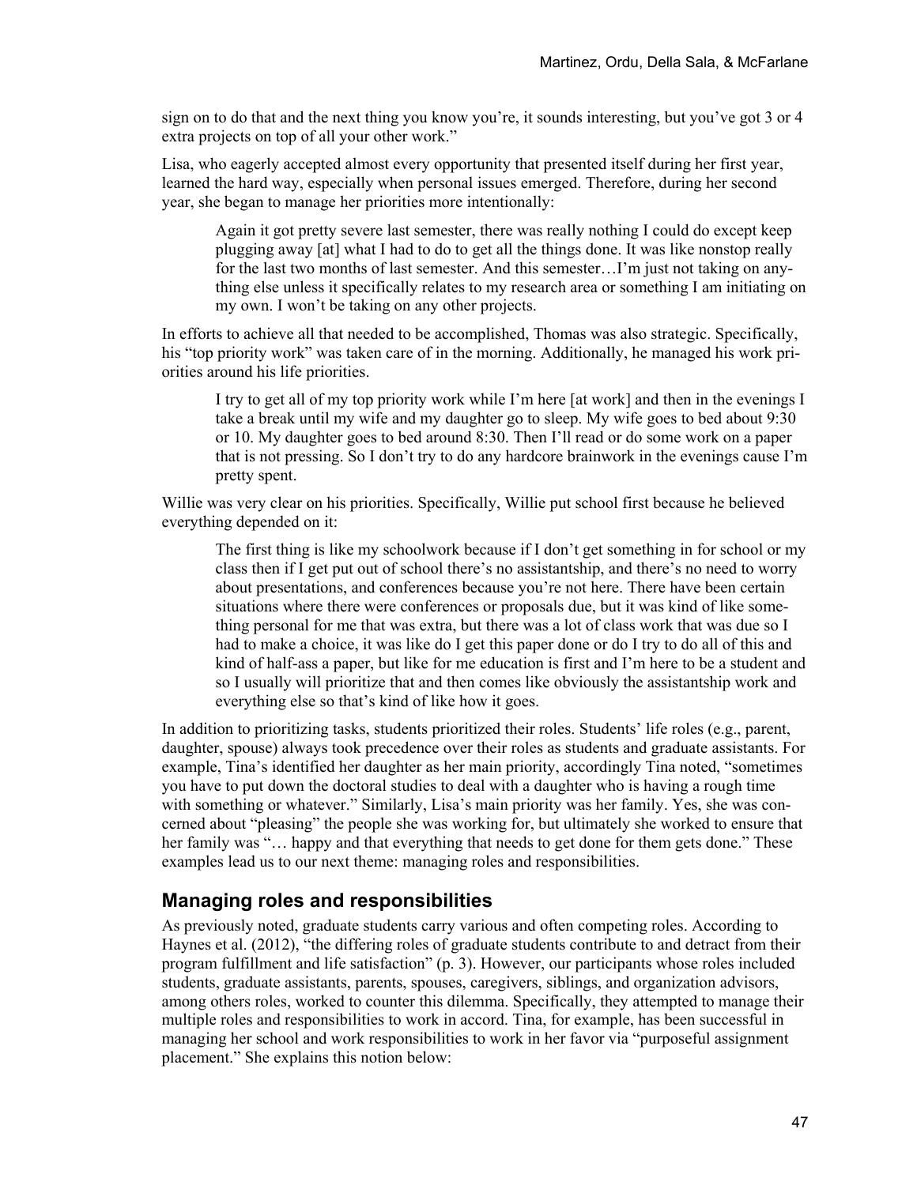sign on to do that and the next thing you know you're, it sounds interesting, but you've got 3 or 4 extra projects on top of all your other work."

Lisa, who eagerly accepted almost every opportunity that presented itself during her first year, learned the hard way, especially when personal issues emerged. Therefore, during her second year, she began to manage her priorities more intentionally:

> Again it got pretty severe last semester, there was really nothing I could do except keep plugging away [at] what I had to do to get all the things done. It was like nonstop really for the last two months of last semester. And this semester…I'm just not taking on anything else unless it specifically relates to my research area or something I am initiating on my own. I won't be taking on any other projects.

In efforts to achieve all that needed to be accomplished, Thomas was also strategic. Specifically, his "top priority work" was taken care of in the morning. Additionally, he managed his work priorities around his life priorities.

> I try to get all of my top priority work while I'm here [at work] and then in the evenings I take a break until my wife and my daughter go to sleep. My wife goes to bed about 9:30 or 10. My daughter goes to bed around 8:30. Then I'll read or do some work on a paper that is not pressing. So I don't try to do any hardcore brainwork in the evenings cause I'm pretty spent.

Willie was very clear on his priorities. Specifically, Willie put school first because he believed everything depended on it:

> The first thing is like my schoolwork because if I don't get something in for school or my class then if I get put out of school there's no assistantship, and there's no need to worry about presentations, and conferences because you're not here. There have been certain situations where there were conferences or proposals due, but it was kind of like something personal for me that was extra, but there was a lot of class work that was due so I had to make a choice, it was like do I get this paper done or do I try to do all of this and kind of half-ass a paper, but like for me education is first and I'm here to be a student and so I usually will prioritize that and then comes like obviously the assistantship work and everything else so that's kind of like how it goes.

In addition to prioritizing tasks, students prioritized their roles. Students' life roles (e.g., parent, daughter, spouse) always took precedence over their roles as students and graduate assistants. For example, Tina's identified her daughter as her main priority, accordingly Tina noted, "sometimes you have to put down the doctoral studies to deal with a daughter who is having a rough time with something or whatever." Similarly, Lisa's main priority was her family. Yes, she was concerned about "pleasing" the people she was working for, but ultimately she worked to ensure that her family was "… happy and that everything that needs to get done for them gets done." These examples lead us to our next theme: managing roles and responsibilities.

## Managing roles and responsibilities

As previously noted, graduate students carry various and often competing roles. According to Haynes et al. (2012), "the differing roles of graduate students contribute to and detract from their program fulfillment and life satisfaction" (p. 3). However, our participants whose roles included students, graduate assistants, parents, spouses, caregivers, siblings, and organization advisors, among others roles, worked to counter this dilemma. Specifically, they attempted to manage their multiple roles and responsibilities to work in accord. Tina, for example, has been successful in managing her school and work responsibilities to work in her favor via "purposeful assignment placement." She explains this notion below: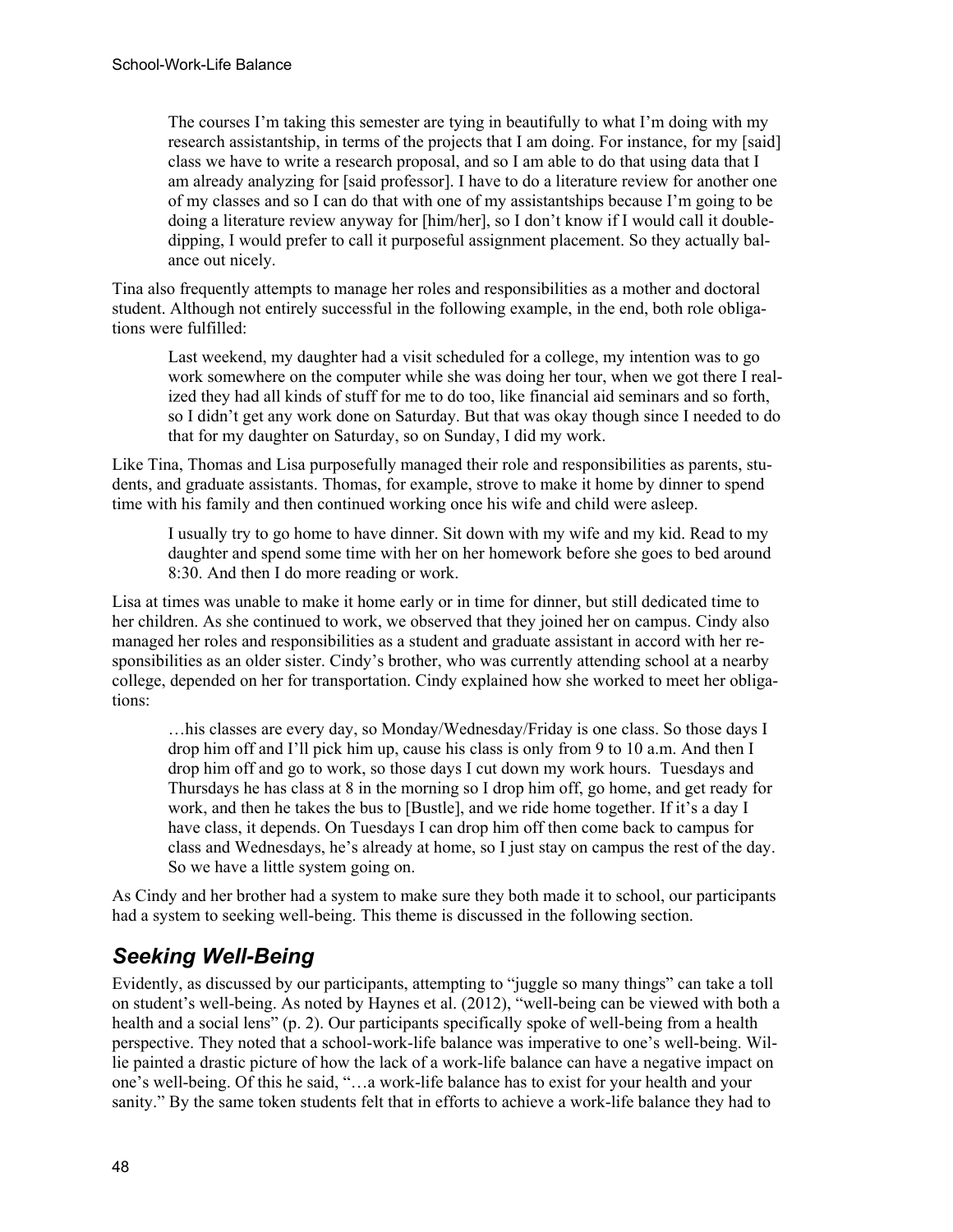> The courses I'm taking this semester are tying in beautifully to what I'm doing with my research assistantship, in terms of the projects that I am doing. For instance, for my [said] class we have to write a research proposal, and so I am able to do that using data that I am already analyzing for [said professor]. I have to do a literature review for another one of my classes and so I can do that with one of my assistantships because I'm going to be doing a literature review anyway for [him/her], so I don't know if I would call it double-dipping, I would prefer to call it purposeful assignment placement. So they actually balance out nicely.

Tina also frequently attempts to manage her roles and responsibilities as a mother and doctoral student. Although not entirely successful in the following example, in the end, both role obligations were fulfilled:

> Last weekend, my daughter had a visit scheduled for a college, my intention was to go work somewhere on the computer while she was doing her tour, when we got there I realized they had all kinds of stuff for me to do too, like financial aid seminars and so forth, so I didn't get any work done on Saturday. But that was okay though since I needed to do that for my daughter on Saturday, so on Sunday, I did my work.

Like Tina, Thomas and Lisa purposefully managed their role and responsibilities as parents, students, and graduate assistants. Thomas, for example, strove to make it home by dinner to spend time with his family and then continued working once his wife and child were asleep.

> I usually try to go home to have dinner. Sit down with my wife and my kid. Read to my daughter and spend some time with her on her homework before she goes to bed around 8:30. And then I do more reading or work.

Lisa at times was unable to make it home early or in time for dinner, but still dedicated time to her children. As she continued to work, we observed that they joined her on campus. Cindy also managed her roles and responsibilities as a student and graduate assistant in accord with her responsibilities as an older sister. Cindy's brother, who was currently attending school at a nearby college, depended on her for transportation. Cindy explained how she worked to meet her obligations:

> …his classes are every day, so Monday/Wednesday/Friday is one class. So those days I drop him off and I'll pick him up, cause his class is only from 9 to 10 a.m. And then I drop him off and go to work, so those days I cut down my work hours. Tuesdays and Thursdays he has class at 8 in the morning so I drop him off, go home, and get ready for work, and then he takes the bus to [Bustle], and we ride home together. If it's a day I have class, it depends. On Tuesdays I can drop him off then come back to campus for class and Wednesdays, he's already at home, so I just stay on campus the rest of the day. So we have a little system going on.

As Cindy and her brother had a system to make sure they both made it to school, our participants had a system to seeking well-being. This theme is discussed in the following section.

## *Seeking Well-Being*

Evidently, as discussed by our participants, attempting to "juggle so many things" can take a toll on student's well-being. As noted by Haynes et al. (2012), "well-being can be viewed with both a health and a social lens" (p. 2). Our participants specifically spoke of well-being from a health perspective. They noted that a school-work-life balance was imperative to one's well-being. Willie painted a drastic picture of how the lack of a work-life balance can have a negative impact on one's well-being. Of this he said, "…a work-life balance has to exist for your health and your sanity." By the same token students felt that in efforts to achieve a work-life balance they had to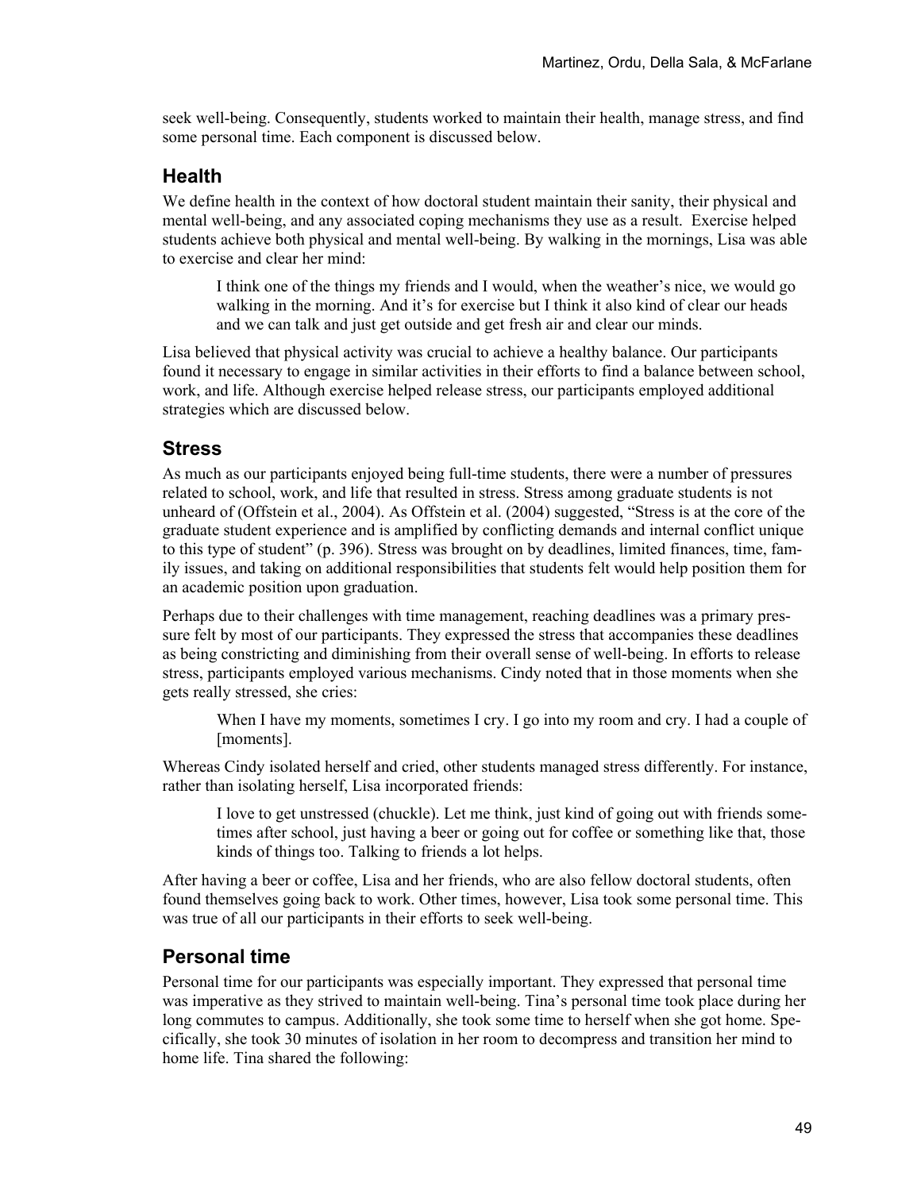seek well-being. Consequently, students worked to maintain their health, manage stress, and find some personal time. Each component is discussed below.

## Health

We define health in the context of how doctoral student maintain their sanity, their physical and mental well-being, and any associated coping mechanisms they use as a result. Exercise helped students achieve both physical and mental well-being. By walking in the mornings, Lisa was able to exercise and clear her mind:

> I think one of the things my friends and I would, when the weather's nice, we would go walking in the morning. And it's for exercise but I think it also kind of clear our heads and we can talk and just get outside and get fresh air and clear our minds.

Lisa believed that physical activity was crucial to achieve a healthy balance. Our participants found it necessary to engage in similar activities in their efforts to find a balance between school, work, and life. Although exercise helped release stress, our participants employed additional strategies which are discussed below.

## Stress

As much as our participants enjoyed being full-time students, there were a number of pressures related to school, work, and life that resulted in stress. Stress among graduate students is not unheard of (Offstein et al., 2004). As Offstein et al. (2004) suggested, "Stress is at the core of the graduate student experience and is amplified by conflicting demands and internal conflict unique to this type of student" (p. 396). Stress was brought on by deadlines, limited finances, time, family issues, and taking on additional responsibilities that students felt would help position them for an academic position upon graduation.

Perhaps due to their challenges with time management, reaching deadlines was a primary pressure felt by most of our participants. They expressed the stress that accompanies these deadlines as being constricting and diminishing from their overall sense of well-being. In efforts to release stress, participants employed various mechanisms. Cindy noted that in those moments when she gets really stressed, she cries:

> When I have my moments, sometimes I cry. I go into my room and cry. I had a couple of [moments].

Whereas Cindy isolated herself and cried, other students managed stress differently. For instance, rather than isolating herself, Lisa incorporated friends:

> I love to get unstressed (chuckle). Let me think, just kind of going out with friends sometimes after school, just having a beer or going out for coffee or something like that, those kinds of things too. Talking to friends a lot helps.

After having a beer or coffee, Lisa and her friends, who are also fellow doctoral students, often found themselves going back to work. Other times, however, Lisa took some personal time. This was true of all our participants in their efforts to seek well-being.

## Personal time

Personal time for our participants was especially important. They expressed that personal time was imperative as they strived to maintain well-being. Tina's personal time took place during her long commutes to campus. Additionally, she took some time to herself when she got home. Specifically, she took 30 minutes of isolation in her room to decompress and transition her mind to home life. Tina shared the following: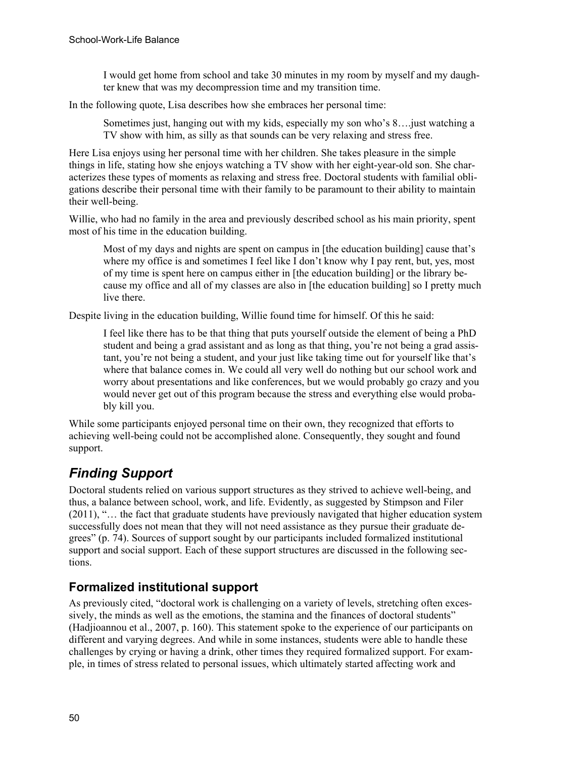> I would get home from school and take 30 minutes in my room by myself and my daughter knew that was my decompression time and my transition time.

In the following quote, Lisa describes how she embraces her personal time:

> Sometimes just, hanging out with my kids, especially my son who's 8….just watching a TV show with him, as silly as that sounds can be very relaxing and stress free.

Here Lisa enjoys using her personal time with her children. She takes pleasure in the simple things in life, stating how she enjoys watching a TV show with her eight-year-old son. She characterizes these types of moments as relaxing and stress free. Doctoral students with familial obligations describe their personal time with their family to be paramount to their ability to maintain their well-being.

Willie, who had no family in the area and previously described school as his main priority, spent most of his time in the education building.

> Most of my days and nights are spent on campus in [the education building] cause that's where my office is and sometimes I feel like I don't know why I pay rent, but, yes, most of my time is spent here on campus either in [the education building] or the library because my office and all of my classes are also in [the education building] so I pretty much live there.

Despite living in the education building, Willie found time for himself. Of this he said:

> I feel like there has to be that thing that puts yourself outside the element of being a PhD student and being a grad assistant and as long as that thing, you're not being a grad assistant, you're not being a student, and your just like taking time out for yourself like that's where that balance comes in. We could all very well do nothing but our school work and worry about presentations and like conferences, but we would probably go crazy and you would never get out of this program because the stress and everything else would probably kill you.

While some participants enjoyed personal time on their own, they recognized that efforts to achieving well-being could not be accomplished alone. Consequently, they sought and found support.

## *Finding Support*

Doctoral students relied on various support structures as they strived to achieve well-being, and thus, a balance between school, work, and life. Evidently, as suggested by Stimpson and Filer (2011), "… the fact that graduate students have previously navigated that higher education system successfully does not mean that they will not need assistance as they pursue their graduate degrees" (p. 74). Sources of support sought by our participants included formalized institutional support and social support. Each of these support structures are discussed in the following sections.

### Formalized institutional support

As previously cited, "doctoral work is challenging on a variety of levels, stretching often excessively, the minds as well as the emotions, the stamina and the finances of doctoral students" (Hadjioannou et al., 2007, p. 160). This statement spoke to the experience of our participants on different and varying degrees. And while in some instances, students were able to handle these challenges by crying or having a drink, other times they required formalized support. For example, in times of stress related to personal issues, which ultimately started affecting work and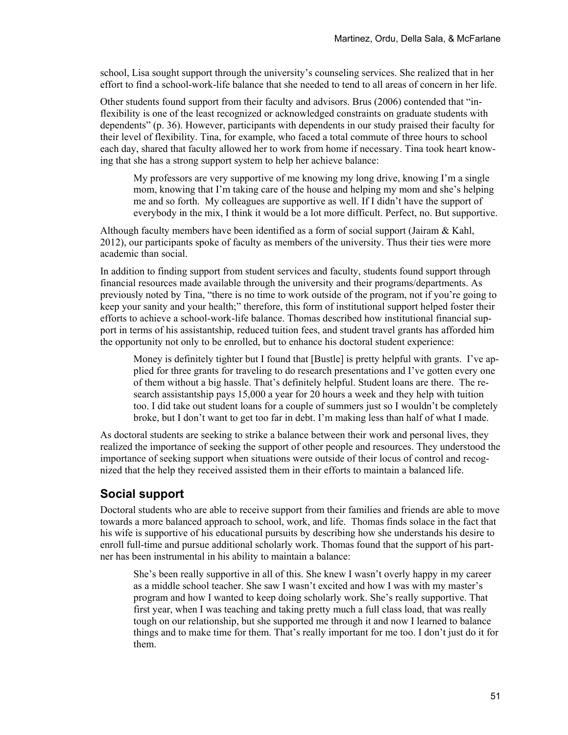school, Lisa sought support through the university's counseling services. She realized that in her effort to find a school-work-life balance that she needed to tend to all areas of concern in her life.

Other students found support from their faculty and advisors. Brus (2006) contended that "inflexibility is one of the least recognized or acknowledged constraints on graduate students with dependents" (p. 36). However, participants with dependents in our study praised their faculty for their level of flexibility. Tina, for example, who faced a total commute of three hours to school each day, shared that faculty allowed her to work from home if necessary. Tina took heart knowing that she has a strong support system to help her achieve balance:

> My professors are very supportive of me knowing my long drive, knowing I'm a single mom, knowing that I'm taking care of the house and helping my mom and she's helping me and so forth. My colleagues are supportive as well. If I didn't have the support of everybody in the mix, I think it would be a lot more difficult. Perfect, no. But supportive.

Although faculty members have been identified as a form of social support (Jairam & Kahl, 2012), our participants spoke of faculty as members of the university. Thus their ties were more academic than social.

In addition to finding support from student services and faculty, students found support through financial resources made available through the university and their programs/departments. As previously noted by Tina, "there is no time to work outside of the program, not if you're going to keep your sanity and your health;" therefore, this form of institutional support helped foster their efforts to achieve a school-work-life balance. Thomas described how institutional financial support in terms of his assistantship, reduced tuition fees, and student travel grants has afforded him the opportunity not only to be enrolled, but to enhance his doctoral student experience:

> Money is definitely tighter but I found that [Bustle] is pretty helpful with grants. I've applied for three grants for traveling to do research presentations and I've gotten every one of them without a big hassle. That's definitely helpful. Student loans are there. The research assistantship pays 15,000 a year for 20 hours a week and they help with tuition too. I did take out student loans for a couple of summers just so I wouldn't be completely broke, but I don't want to get too far in debt. I'm making less than half of what I made.

As doctoral students are seeking to strike a balance between their work and personal lives, they realized the importance of seeking the support of other people and resources. They understood the importance of seeking support when situations were outside of their locus of control and recognized that the help they received assisted them in their efforts to maintain a balanced life.

## Social support

Doctoral students who are able to receive support from their families and friends are able to move towards a more balanced approach to school, work, and life. Thomas finds solace in the fact that his wife is supportive of his educational pursuits by describing how she understands his desire to enroll full-time and pursue additional scholarly work. Thomas found that the support of his partner has been instrumental in his ability to maintain a balance:

> She's been really supportive in all of this. She knew I wasn't overly happy in my career as a middle school teacher. She saw I wasn't excited and how I was with my master's program and how I wanted to keep doing scholarly work. She's really supportive. That first year, when I was teaching and taking pretty much a full class load, that was really tough on our relationship, but she supported me through it and now I learned to balance things and to make time for them. That's really important for me too. I don't just do it for them.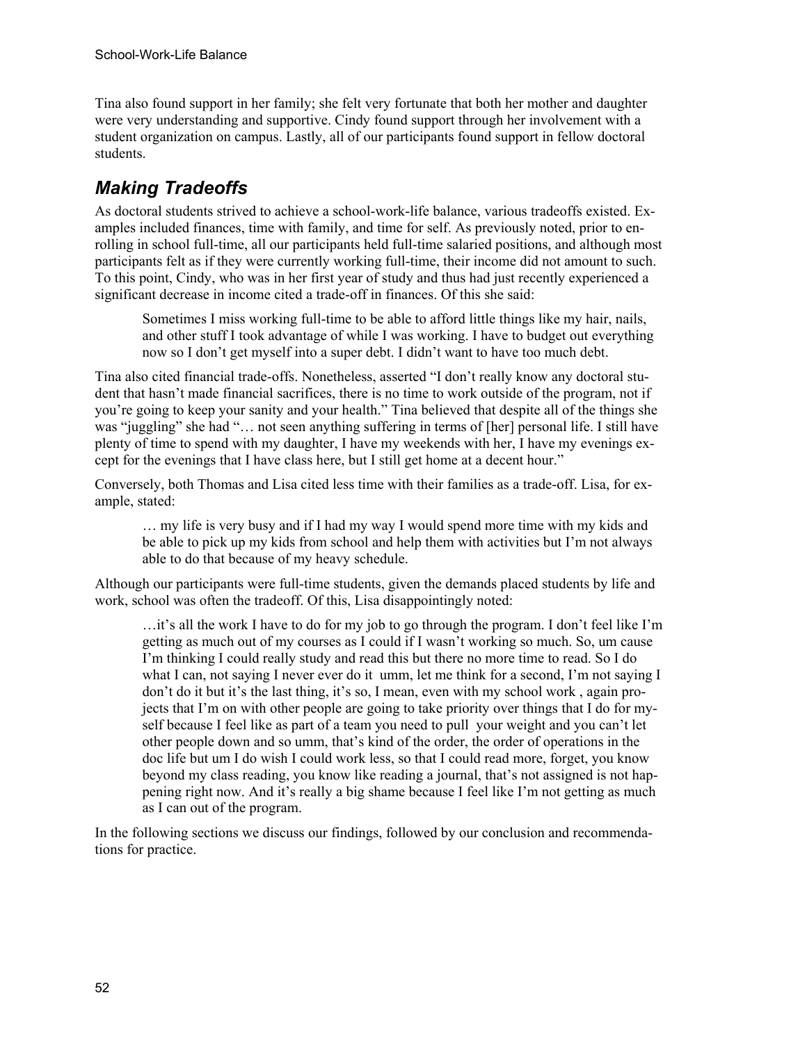Tina also found support in her family; she felt very fortunate that both her mother and daughter were very understanding and supportive. Cindy found support through her involvement with a student organization on campus. Lastly, all of our participants found support in fellow doctoral students.

## *Making Tradeoffs*

As doctoral students strived to achieve a school-work-life balance, various tradeoffs existed. Examples included finances, time with family, and time for self. As previously noted, prior to enrolling in school full-time, all our participants held full-time salaried positions, and although most participants felt as if they were currently working full-time, their income did not amount to such. To this point, Cindy, who was in her first year of study and thus had just recently experienced a significant decrease in income cited a trade-off in finances. Of this she said:

> Sometimes I miss working full-time to be able to afford little things like my hair, nails, and other stuff I took advantage of while I was working. I have to budget out everything now so I don't get myself into a super debt. I didn't want to have too much debt.

Tina also cited financial trade-offs. Nonetheless, asserted "I don't really know any doctoral student that hasn't made financial sacrifices, there is no time to work outside of the program, not if you're going to keep your sanity and your health." Tina believed that despite all of the things she was "juggling" she had "… not seen anything suffering in terms of [her] personal life. I still have plenty of time to spend with my daughter, I have my weekends with her, I have my evenings except for the evenings that I have class here, but I still get home at a decent hour."

Conversely, both Thomas and Lisa cited less time with their families as a trade-off. Lisa, for example, stated:

> … my life is very busy and if I had my way I would spend more time with my kids and be able to pick up my kids from school and help them with activities but I'm not always able to do that because of my heavy schedule.

Although our participants were full-time students, given the demands placed students by life and work, school was often the tradeoff. Of this, Lisa disappointingly noted:

> …it's all the work I have to do for my job to go through the program. I don't feel like I'm getting as much out of my courses as I could if I wasn't working so much. So, um cause I'm thinking I could really study and read this but there no more time to read. So I do what I can, not saying I never ever do it umm, let me think for a second, I'm not saying I don't do it but it's the last thing, it's so, I mean, even with my school work , again projects that I'm on with other people are going to take priority over things that I do for myself because I feel like as part of a team you need to pull your weight and you can't let other people down and so umm, that's kind of the order, the order of operations in the doc life but um I do wish I could work less, so that I could read more, forget, you know beyond my class reading, you know like reading a journal, that's not assigned is not happening right now. And it's really a big shame because I feel like I'm not getting as much as I can out of the program.

In the following sections we discuss our findings, followed by our conclusion and recommendations for practice.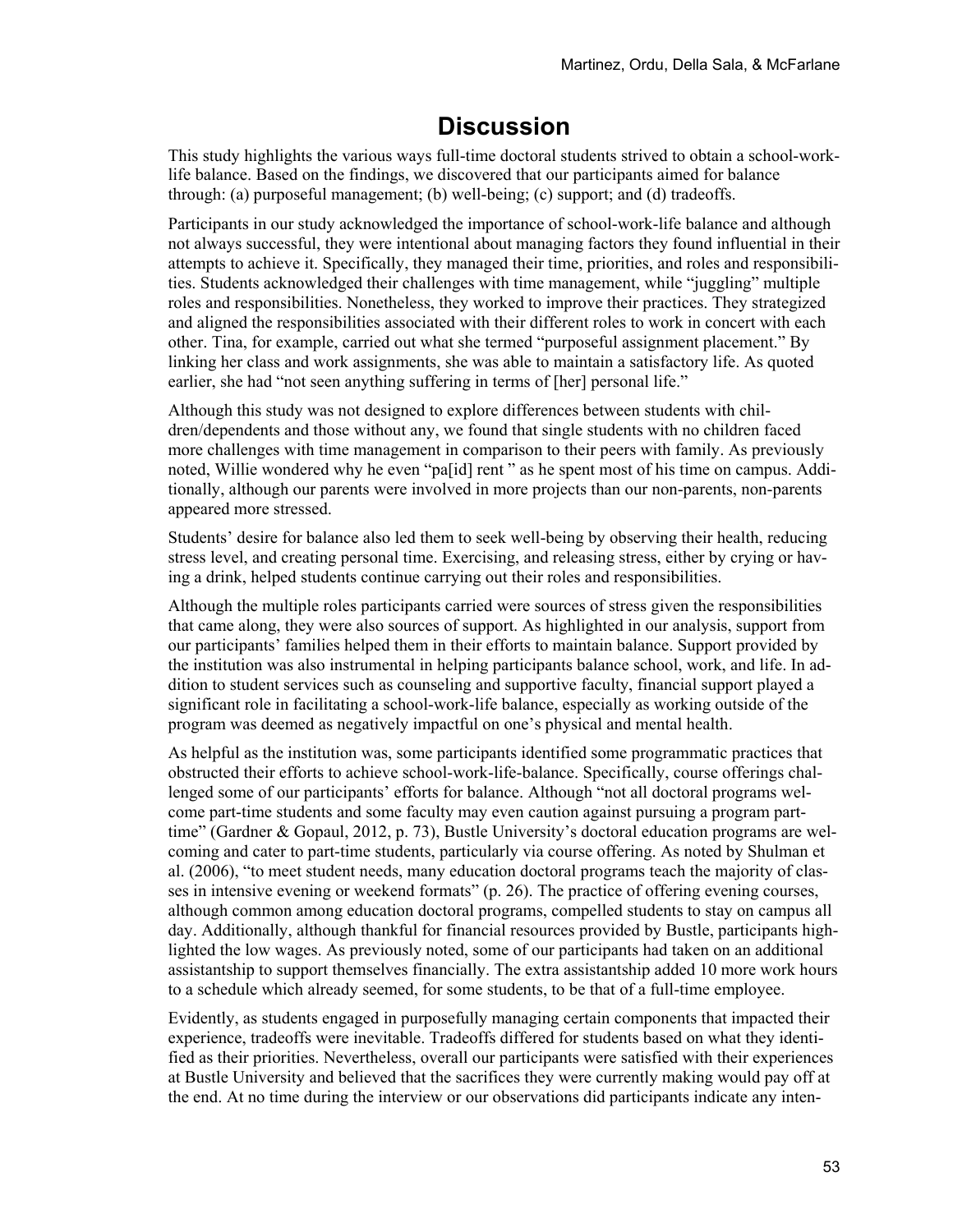# Discussion

This study highlights the various ways full-time doctoral students strived to obtain a school-work-life balance. Based on the findings, we discovered that our participants aimed for balance through: (a) purposeful management; (b) well-being; (c) support; and (d) tradeoffs.

Participants in our study acknowledged the importance of school-work-life balance and although not always successful, they were intentional about managing factors they found influential in their attempts to achieve it. Specifically, they managed their time, priorities, and roles and responsibilities. Students acknowledged their challenges with time management, while "juggling" multiple roles and responsibilities. Nonetheless, they worked to improve their practices. They strategized and aligned the responsibilities associated with their different roles to work in concert with each other. Tina, for example, carried out what she termed "purposeful assignment placement." By linking her class and work assignments, she was able to maintain a satisfactory life. As quoted earlier, she had "not seen anything suffering in terms of [her] personal life."

Although this study was not designed to explore differences between students with children/dependents and those without any, we found that single students with no children faced more challenges with time management in comparison to their peers with family. As previously noted, Willie wondered why he even "pa[id] rent " as he spent most of his time on campus. Additionally, although our parents were involved in more projects than our non-parents, non-parents appeared more stressed.

Students' desire for balance also led them to seek well-being by observing their health, reducing stress level, and creating personal time. Exercising, and releasing stress, either by crying or having a drink, helped students continue carrying out their roles and responsibilities.

Although the multiple roles participants carried were sources of stress given the responsibilities that came along, they were also sources of support. As highlighted in our analysis, support from our participants' families helped them in their efforts to maintain balance. Support provided by the institution was also instrumental in helping participants balance school, work, and life. In addition to student services such as counseling and supportive faculty, financial support played a significant role in facilitating a school-work-life balance, especially as working outside of the program was deemed as negatively impactful on one's physical and mental health.

As helpful as the institution was, some participants identified some programmatic practices that obstructed their efforts to achieve school-work-life-balance. Specifically, course offerings challenged some of our participants' efforts for balance. Although "not all doctoral programs welcome part-time students and some faculty may even caution against pursuing a program part-time" (Gardner & Gopaul, 2012, p. 73), Bustle University's doctoral education programs are welcoming and cater to part-time students, particularly via course offering. As noted by Shulman et al. (2006), "to meet student needs, many education doctoral programs teach the majority of classes in intensive evening or weekend formats" (p. 26). The practice of offering evening courses, although common among education doctoral programs, compelled students to stay on campus all day. Additionally, although thankful for financial resources provided by Bustle, participants highlighted the low wages. As previously noted, some of our participants had taken on an additional assistantship to support themselves financially. The extra assistantship added 10 more work hours to a schedule which already seemed, for some students, to be that of a full-time employee.

Evidently, as students engaged in purposefully managing certain components that impacted their experience, tradeoffs were inevitable. Tradeoffs differed for students based on what they identified as their priorities. Nevertheless, overall our participants were satisfied with their experiences at Bustle University and believed that the sacrifices they were currently making would pay off at the end. At no time during the interview or our observations did participants indicate any inten-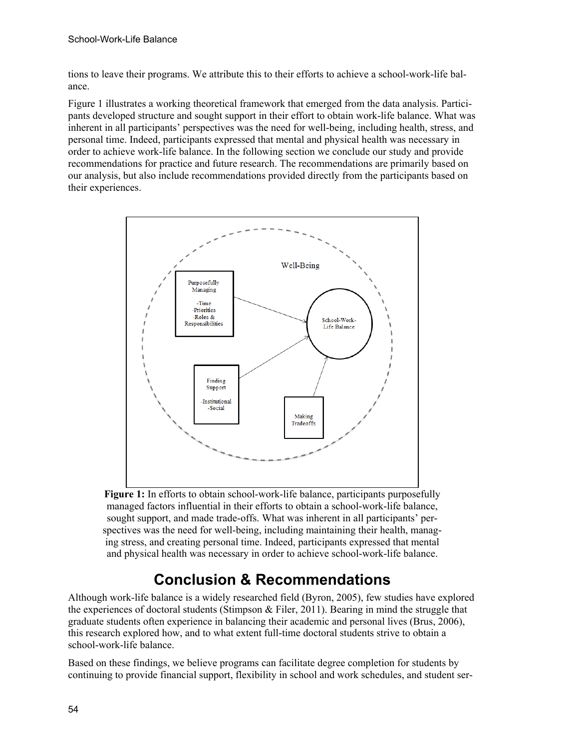tions to leave their programs. We attribute this to their efforts to achieve a school-work-life balance.

Figure 1 illustrates a working theoretical framework that emerged from the data analysis. Participants developed structure and sought support in their effort to obtain work-life balance. What was inherent in all participants' perspectives was the need for well-being, including health, stress, and personal time. Indeed, participants expressed that mental and physical health was necessary in order to achieve work-life balance. In the following section we conclude our study and provide recommendations for practice and future research. The recommendations are primarily based on our analysis, but also include recommendations provided directly from the participants based on their experiences.

Well-Being

Purposefully Managing

-Time
-Priorities
-Roles & Responsibilities

School-Work-Life Balance

Finding Support

-Institutional
-Social

Making Tradeoffs

**Figure 1:** In efforts to obtain school-work-life balance, participants purposefully managed factors influential in their efforts to obtain a school-work-life balance, sought support, and made trade-offs. What was inherent in all participants' perspectives was the need for well-being, including maintaining their health, managing stress, and creating personal time. Indeed, participants expressed that mental and physical health was necessary in order to achieve school-work-life balance.

## Conclusion & Recommendations

Although work-life balance is a widely researched field (Byron, 2005), few studies have explored the experiences of doctoral students (Stimpson & Filer, 2011). Bearing in mind the struggle that graduate students often experience in balancing their academic and personal lives (Brus, 2006), this research explored how, and to what extent full-time doctoral students strive to obtain a school-work-life balance.

Based on these findings, we believe programs can facilitate degree completion for students by continuing to provide financial support, flexibility in school and work schedules, and student ser-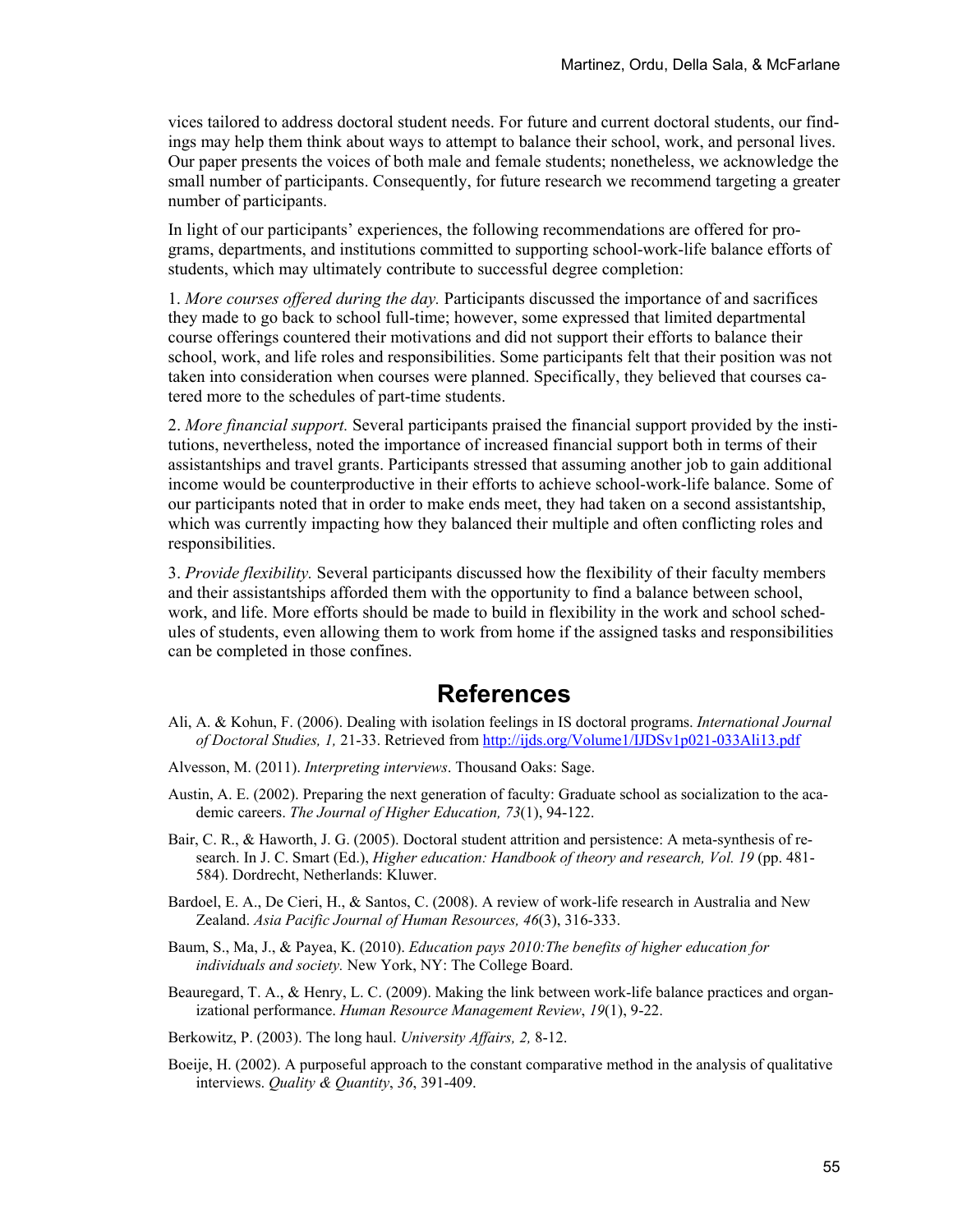vices tailored to address doctoral student needs. For future and current doctoral students, our findings may help them think about ways to attempt to balance their school, work, and personal lives. Our paper presents the voices of both male and female students; nonetheless, we acknowledge the small number of participants. Consequently, for future research we recommend targeting a greater number of participants.

In light of our participants' experiences, the following recommendations are offered for programs, departments, and institutions committed to supporting school-work-life balance efforts of students, which may ultimately contribute to successful degree completion:

1. *More courses offered during the day.* Participants discussed the importance of and sacrifices they made to go back to school full-time; however, some expressed that limited departmental course offerings countered their motivations and did not support their efforts to balance their school, work, and life roles and responsibilities. Some participants felt that their position was not taken into consideration when courses were planned. Specifically, they believed that courses catered more to the schedules of part-time students.

2. *More financial support.* Several participants praised the financial support provided by the institutions, nevertheless, noted the importance of increased financial support both in terms of their assistantships and travel grants. Participants stressed that assuming another job to gain additional income would be counterproductive in their efforts to achieve school-work-life balance. Some of our participants noted that in order to make ends meet, they had taken on a second assistantship, which was currently impacting how they balanced their multiple and often conflicting roles and responsibilities.

3. *Provide flexibility.* Several participants discussed how the flexibility of their faculty members and their assistantships afforded them with the opportunity to find a balance between school, work, and life. More efforts should be made to build in flexibility in the work and school schedules of students, even allowing them to work from home if the assigned tasks and responsibilities can be completed in those confines.

## References

Ali, A. & Kohun, F. (2006). Dealing with isolation feelings in IS doctoral programs. *International Journal of Doctoral Studies, 1,* 21-33. Retrieved from http://ijds.org/Volume1/IJDSv1p021-033Ali13.pdf

Alvesson, M. (2011). *Interpreting interviews*. Thousand Oaks: Sage.

Austin, A. E. (2002). Preparing the next generation of faculty: Graduate school as socialization to the academic careers. *The Journal of Higher Education, 73*(1), 94-122.

Bair, C. R., & Haworth, J. G. (2005). Doctoral student attrition and persistence: A meta-synthesis of research. In J. C. Smart (Ed.), *Higher education: Handbook of theory and research, Vol. 19* (pp. 481-584). Dordrecht, Netherlands: Kluwer.

Bardoel, E. A., De Cieri, H., & Santos, C. (2008). A review of work-life research in Australia and New Zealand. *Asia Pacific Journal of Human Resources, 46*(3), 316-333.

Baum, S., Ma, J., & Payea, K. (2010). *Education pays 2010:The benefits of higher education for individuals and society.* New York, NY: The College Board.

Beauregard, T. A., & Henry, L. C. (2009). Making the link between work-life balance practices and organizational performance. *Human Resource Management Review*, *19*(1), 9-22.

Berkowitz, P. (2003). The long haul. *University Affairs, 2,* 8-12.

Boeije, H. (2002). A purposeful approach to the constant comparative method in the analysis of qualitative interviews. *Quality & Quantity*, *36*, 391-409.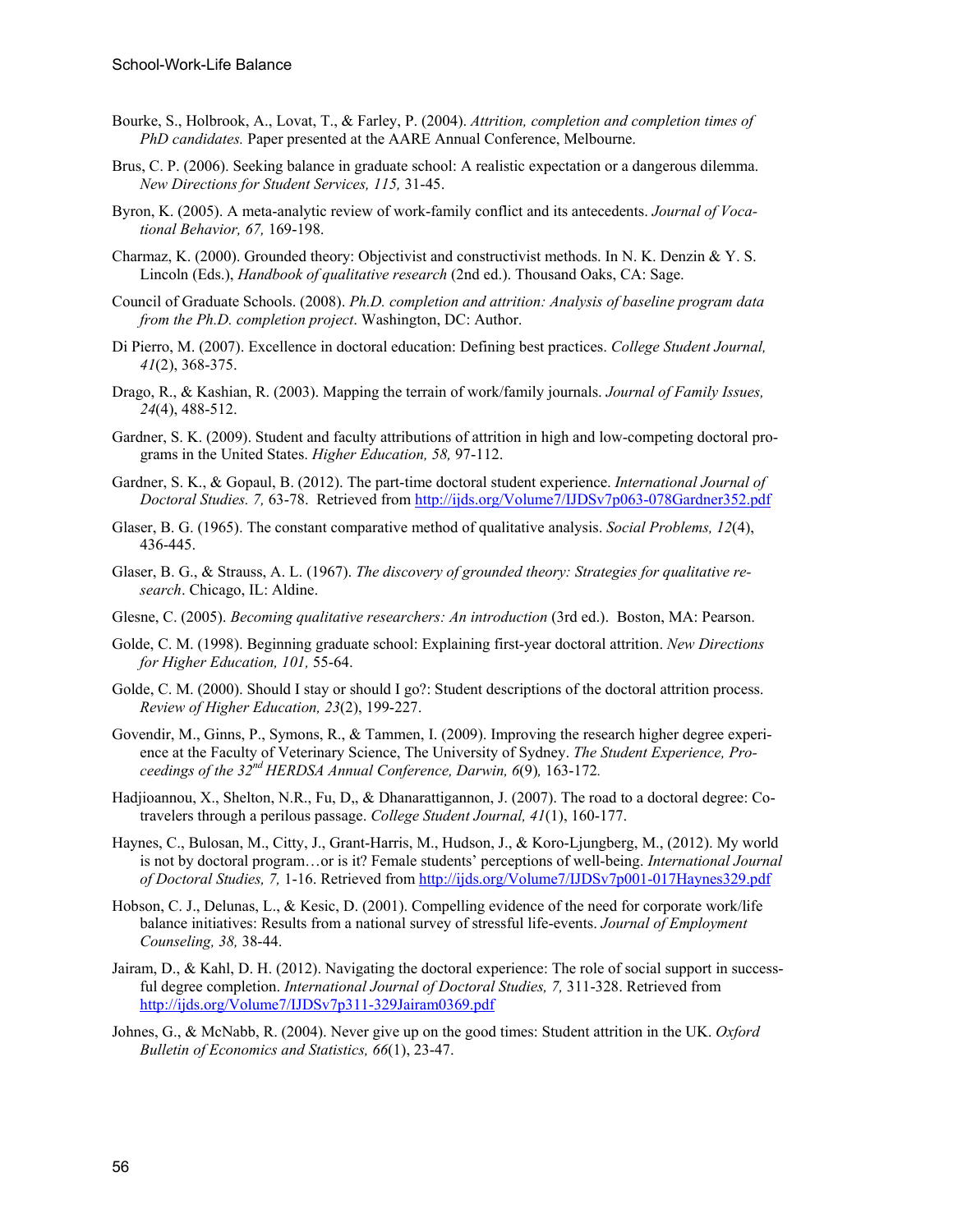Bourke, S., Holbrook, A., Lovat, T., & Farley, P. (2004). *Attrition, completion and completion times of PhD candidates.* Paper presented at the AARE Annual Conference, Melbourne.

Brus, C. P. (2006). Seeking balance in graduate school: A realistic expectation or a dangerous dilemma. *New Directions for Student Services, 115,* 31-45.

Byron, K. (2005). A meta-analytic review of work-family conflict and its antecedents. *Journal of Vocational Behavior, 67,* 169-198.

Charmaz, K. (2000). Grounded theory: Objectivist and constructivist methods. In N. K. Denzin & Y. S. Lincoln (Eds.), *Handbook of qualitative research* (2nd ed.). Thousand Oaks, CA: Sage.

Council of Graduate Schools. (2008). *Ph.D. completion and attrition: Analysis of baseline program data from the Ph.D. completion project*. Washington, DC: Author.

Di Pierro, M. (2007). Excellence in doctoral education: Defining best practices. *College Student Journal, 41*(2), 368-375.

Drago, R., & Kashian, R. (2003). Mapping the terrain of work/family journals. *Journal of Family Issues, 24*(4), 488-512.

Gardner, S. K. (2009). Student and faculty attributions of attrition in high and low-competing doctoral programs in the United States. *Higher Education, 58,* 97-112.

Gardner, S. K., & Gopaul, B. (2012). The part-time doctoral student experience. *International Journal of Doctoral Studies. 7,* 63-78. Retrieved from http://ijds.org/Volume7/IJDSv7p063-078Gardner352.pdf

Glaser, B. G. (1965). The constant comparative method of qualitative analysis. *Social Problems, 12*(4), 436-445.

Glaser, B. G., & Strauss, A. L. (1967). *The discovery of grounded theory: Strategies for qualitative research*. Chicago, IL: Aldine.

Glesne, C. (2005). *Becoming qualitative researchers: An introduction* (3rd ed.). Boston, MA: Pearson.

Golde, C. M. (1998). Beginning graduate school: Explaining first-year doctoral attrition. *New Directions for Higher Education, 101,* 55-64.

Golde, C. M. (2000). Should I stay or should I go?: Student descriptions of the doctoral attrition process. *Review of Higher Education, 23*(2), 199-227.

Govendir, M., Ginns, P., Symons, R., & Tammen, I. (2009). Improving the research higher degree experience at the Faculty of Veterinary Science, The University of Sydney. *The Student Experience, Proceedings of the 32nd HERDSA Annual Conference, Darwin, 6*(9)*,* 163-172*.*

Hadjioannou, X., Shelton, N.R., Fu, D,, & Dhanarattigannon, J. (2007). The road to a doctoral degree: Co-travelers through a perilous passage. *College Student Journal, 41*(1), 160-177.

Haynes, C., Bulosan, M., Citty, J., Grant-Harris, M., Hudson, J., & Koro-Ljungberg, M., (2012). My world is not by doctoral program…or is it? Female students' perceptions of well-being. *International Journal of Doctoral Studies, 7,* 1-16. Retrieved from http://ijds.org/Volume7/IJDSv7p001-017Haynes329.pdf

Hobson, C. J., Delunas, L., & Kesic, D. (2001). Compelling evidence of the need for corporate work/life balance initiatives: Results from a national survey of stressful life-events. *Journal of Employment Counseling, 38,* 38-44.

Jairam, D., & Kahl, D. H. (2012). Navigating the doctoral experience: The role of social support in successful degree completion. *International Journal of Doctoral Studies, 7,* 311-328. Retrieved from http://ijds.org/Volume7/IJDSv7p311-329Jairam0369.pdf

Johnes, G., & McNabb, R. (2004). Never give up on the good times: Student attrition in the UK. *Oxford Bulletin of Economics and Statistics, 66*(1), 23-47.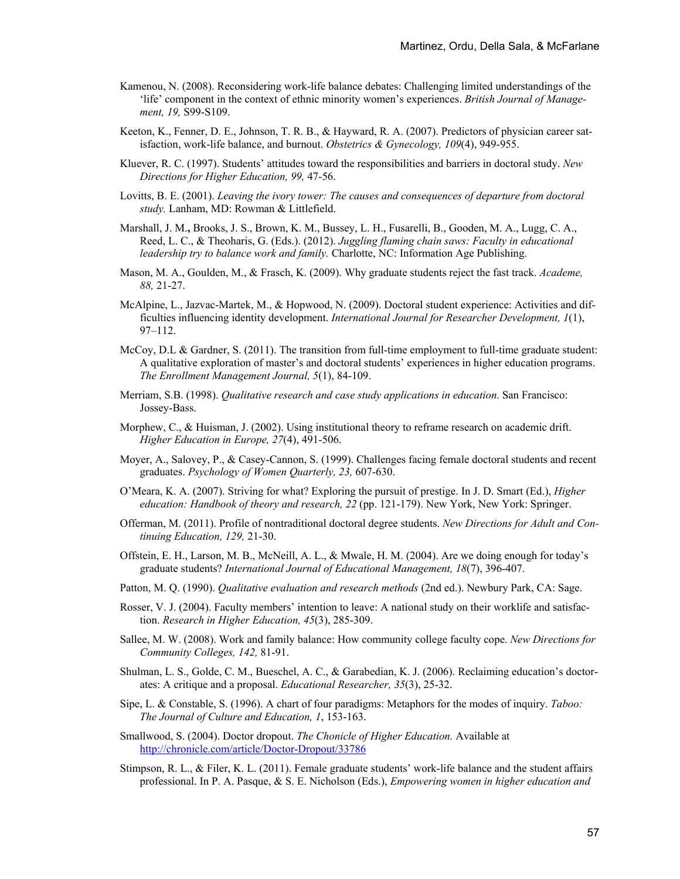Kamenou, N. (2008). Reconsidering work-life balance debates: Challenging limited understandings of the 'life' component in the context of ethnic minority women's experiences. *British Journal of Management, 19,* S99-S109.

Keeton, K., Fenner, D. E., Johnson, T. R. B., & Hayward, R. A. (2007). Predictors of physician career satisfaction, work-life balance, and burnout. *Obstetrics & Gynecology, 109*(4), 949-955.

Kluever, R. C. (1997). Students' attitudes toward the responsibilities and barriers in doctoral study. *New Directions for Higher Education, 99,* 47-56.

Lovitts, B. E. (2001). *Leaving the ivory tower: The causes and consequences of departure from doctoral study.* Lanham, MD: Rowman & Littlefield.

Marshall, J. M.**,** Brooks, J. S., Brown, K. M., Bussey, L. H., Fusarelli, B., Gooden, M. A., Lugg, C. A., Reed, L. C., & Theoharis, G. (Eds.). (2012). *Juggling flaming chain saws: Faculty in educational leadership try to balance work and family.* Charlotte, NC: Information Age Publishing.

Mason, M. A., Goulden, M., & Frasch, K. (2009). Why graduate students reject the fast track. *Academe, 88,* 21-27.

McAlpine, L., Jazvac-Martek, M., & Hopwood, N. (2009). Doctoral student experience: Activities and difficulties influencing identity development. *International Journal for Researcher Development, 1*(1), 97–112.

McCoy, D.L & Gardner, S. (2011). The transition from full-time employment to full-time graduate student: A qualitative exploration of master's and doctoral students' experiences in higher education programs. *The Enrollment Management Journal, 5*(1), 84-109.

Merriam, S.B. (1998). *Qualitative research and case study applications in education*. San Francisco: Jossey-Bass.

Morphew, C., & Huisman, J. (2002). Using institutional theory to reframe research on academic drift. *Higher Education in Europe, 27*(4), 491-506.

Moyer, A., Salovey, P., & Casey-Cannon, S. (1999). Challenges facing female doctoral students and recent graduates. *Psychology of Women Quarterly, 23,* 607-630.

O'Meara, K. A. (2007). Striving for what? Exploring the pursuit of prestige. In J. D. Smart (Ed.), *Higher education: Handbook of theory and research, 22* (pp. 121-179). New York, New York: Springer.

Offerman, M. (2011). Profile of nontraditional doctoral degree students. *New Directions for Adult and Continuing Education, 129,* 21-30.

Offstein, E. H., Larson, M. B., McNeill, A. L., & Mwale, H. M. (2004). Are we doing enough for today's graduate students? *International Journal of Educational Management, 18*(7), 396-407.

Patton, M. Q. (1990). *Qualitative evaluation and research methods* (2nd ed.). Newbury Park, CA: Sage.

Rosser, V. J. (2004). Faculty members' intention to leave: A national study on their worklife and satisfaction. *Research in Higher Education, 45*(3), 285-309.

Sallee, M. W. (2008). Work and family balance: How community college faculty cope. *New Directions for Community Colleges, 142,* 81-91.

Shulman, L. S., Golde, C. M., Bueschel, A. C., & Garabedian, K. J. (2006). Reclaiming education's doctorates: A critique and a proposal. *Educational Researcher, 35*(3), 25-32.

Sipe, L. & Constable, S. (1996). A chart of four paradigms: Metaphors for the modes of inquiry. *Taboo: The Journal of Culture and Education, 1*, 153-163.

Smallwood, S. (2004). Doctor dropout. *The Chonicle of Higher Education.* Available at http://chronicle.com/article/Doctor-Dropout/33786

Stimpson, R. L., & Filer, K. L. (2011). Female graduate students' work-life balance and the student affairs professional. In P. A. Pasque, & S. E. Nicholson (Eds.), *Empowering women in higher education and*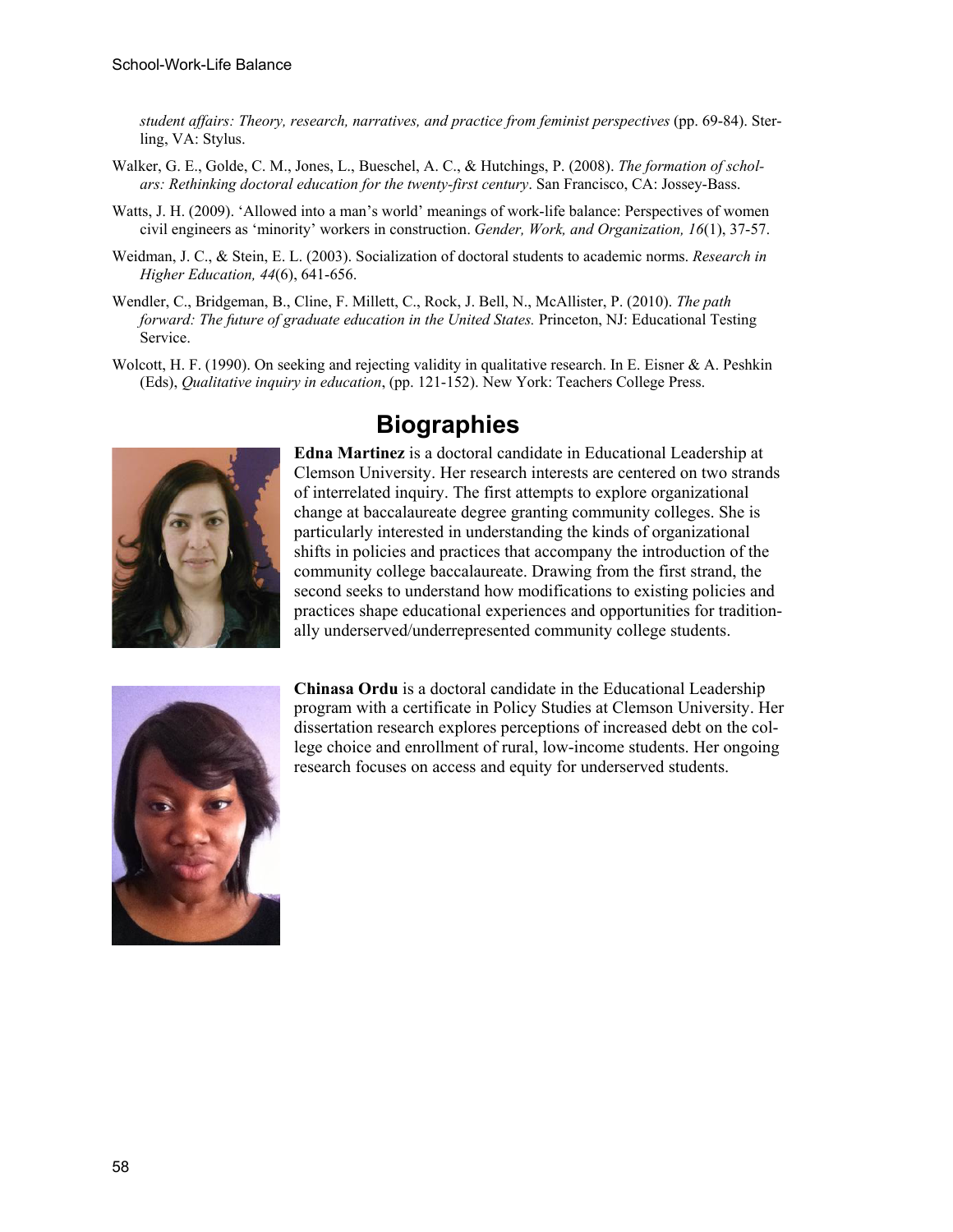*student affairs: Theory, research, narratives, and practice from feminist perspectives* (pp. 69-84). Sterling, VA: Stylus.

Walker, G. E., Golde, C. M., Jones, L., Bueschel, A. C., & Hutchings, P. (2008). *The formation of scholars: Rethinking doctoral education for the twenty-first century*. San Francisco, CA: Jossey-Bass.

Watts, J. H. (2009). 'Allowed into a man's world' meanings of work-life balance: Perspectives of women civil engineers as 'minority' workers in construction. *Gender, Work, and Organization, 16*(1), 37-57.

Weidman, J. C., & Stein, E. L. (2003). Socialization of doctoral students to academic norms. *Research in Higher Education, 44*(6), 641-656.

Wendler, C., Bridgeman, B., Cline, F. Millett, C., Rock, J. Bell, N., McAllister, P. (2010). *The path forward: The future of graduate education in the United States.* Princeton, NJ: Educational Testing Service.

Wolcott, H. F. (1990). On seeking and rejecting validity in qualitative research. In E. Eisner & A. Peshkin (Eds), *Qualitative inquiry in education*, (pp. 121-152). New York: Teachers College Press.

# Biographies

**Edna Martinez** is a doctoral candidate in Educational Leadership at Clemson University. Her research interests are centered on two strands of interrelated inquiry. The first attempts to explore organizational change at baccalaureate degree granting community colleges. She is particularly interested in understanding the kinds of organizational shifts in policies and practices that accompany the introduction of the community college baccalaureate. Drawing from the first strand, the second seeks to understand how modifications to existing policies and practices shape educational experiences and opportunities for traditionally underserved/underrepresented community college students.

**Chinasa Ordu** is a doctoral candidate in the Educational Leadership program with a certificate in Policy Studies at Clemson University. Her dissertation research explores perceptions of increased debt on the college choice and enrollment of rural, low-income students. Her ongoing research focuses on access and equity for underserved students.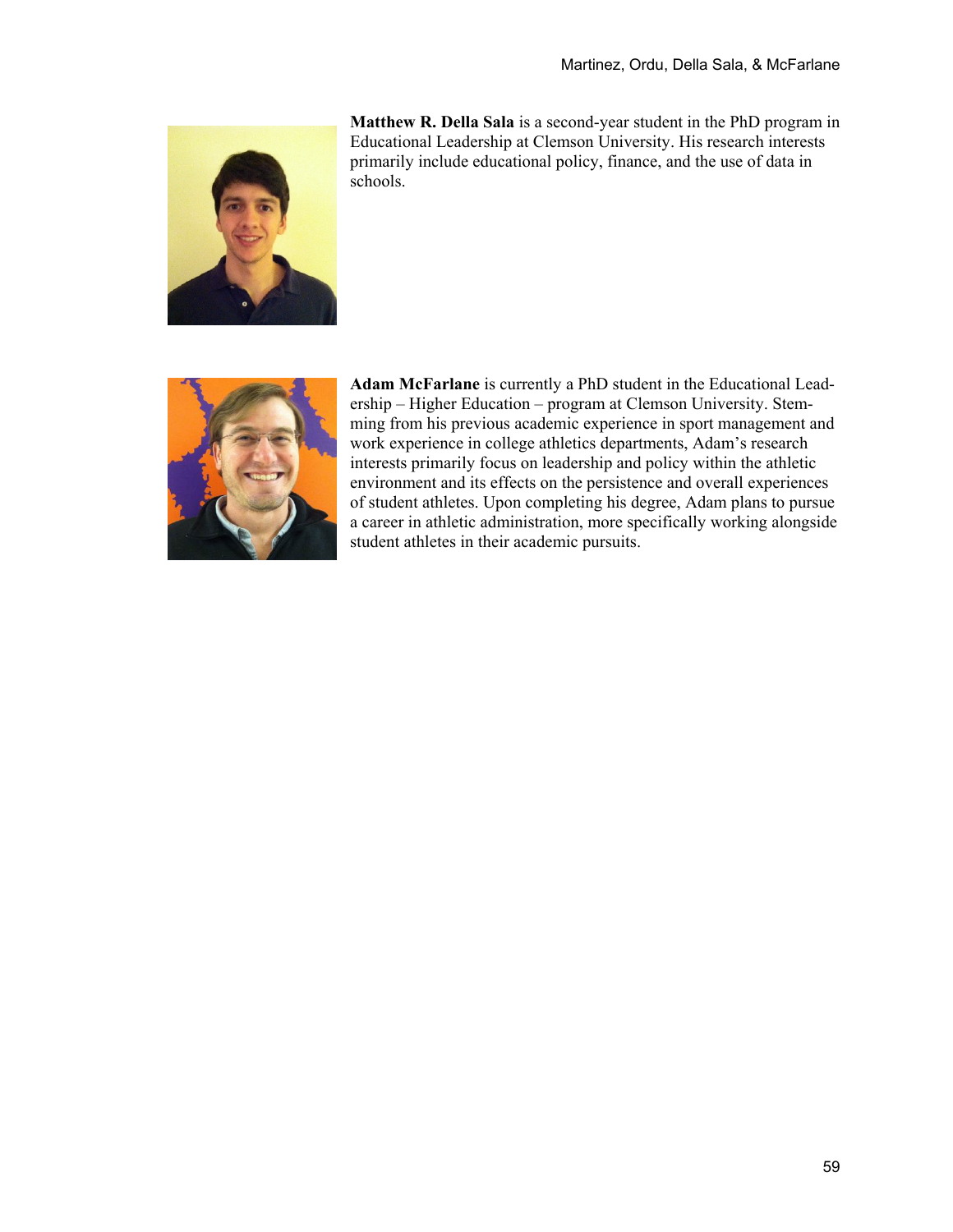**Matthew R. Della Sala** is a second-year student in the PhD program in Educational Leadership at Clemson University. His research interests primarily include educational policy, finance, and the use of data in schools.

**Adam McFarlane** is currently a PhD student in the Educational Leadership – Higher Education – program at Clemson University. Stemming from his previous academic experience in sport management and work experience in college athletics departments, Adam's research interests primarily focus on leadership and policy within the athletic environment and its effects on the persistence and overall experiences of student athletes. Upon completing his degree, Adam plans to pursue a career in athletic administration, more specifically working alongside student athletes in their academic pursuits.